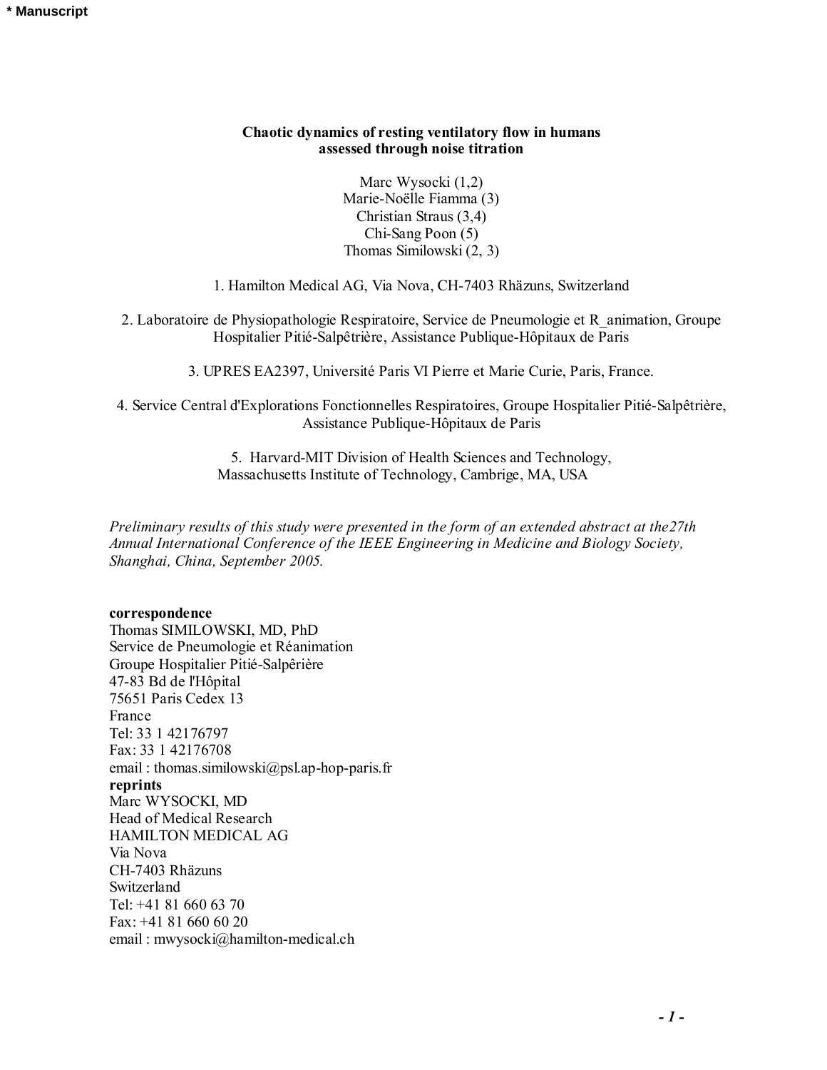\* Manuscript

**Chaotic dynamics of resting ventilatory flow in humans assessed through noise titration**

Marc Wysocki (1,2)
Marie-Noëlle Fiamma (3)
Christian Straus (3,4)
Chi-Sang Poon (5)
Thomas Similowski (2, 3)

1. Hamilton Medical AG, Via Nova, CH-7403 Rhäzuns, Switzerland

2. Laboratoire de Physiopathologie Respiratoire, Service de Pneumologie et R_animation, Groupe Hospitalier Pitié-Salpêtrière, Assistance Publique-Hôpitaux de Paris

3. UPRES EA2397, Université Paris VI Pierre et Marie Curie, Paris, France.

4. Service Central d'Explorations Fonctionnelles Respiratoires, Groupe Hospitalier Pitié-Salpêtrière, Assistance Publique-Hôpitaux de Paris

5. Harvard-MIT Division of Health Sciences and Technology, Massachusetts Institute of Technology, Cambrige, MA, USA

*Preliminary results of this study were presented in the form of an extended abstract at the27th Annual International Conference of the IEEE Engineering in Medicine and Biology Society, Shanghai, China, September 2005.*

**correspondence**
Thomas SIMILOWSKI, MD, PhD
Service de Pneumologie et Réanimation
Groupe Hospitalier Pitié-Salpêrière
47-83 Bd de l'Hôpital
75651 Paris Cedex 13
France
Tel: 33 1 42176797
Fax: 33 1 42176708
email : thomas.similowski@psl.ap-hop-paris.fr
**reprints**
Marc WYSOCKI, MD
Head of Medical Research
HAMILTON MEDICAL AG
Via Nova
CH-7403 Rhäzuns
Switzerland
Tel: +41 81 660 63 70
Fax: +41 81 660 60 20
email : mwysocki@hamilton-medical.ch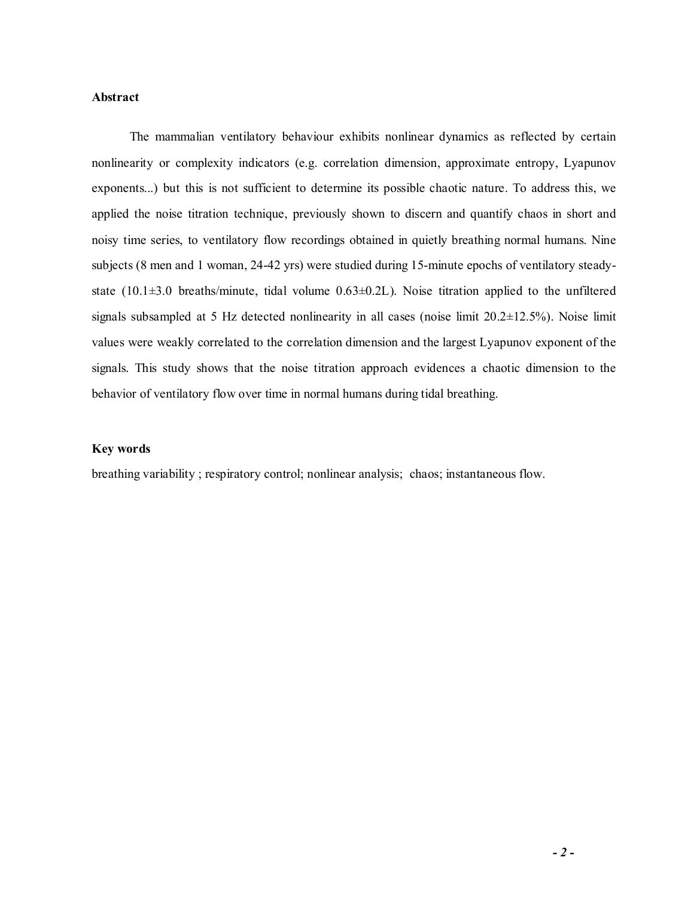## Abstract

The mammalian ventilatory behaviour exhibits nonlinear dynamics as reflected by certain nonlinearity or complexity indicators (e.g. correlation dimension, approximate entropy, Lyapunov exponents...) but this is not sufficient to determine its possible chaotic nature. To address this, we applied the noise titration technique, previously shown to discern and quantify chaos in short and noisy time series, to ventilatory flow recordings obtained in quietly breathing normal humans. Nine subjects (8 men and 1 woman, 24-42 yrs) were studied during 15-minute epochs of ventilatory steady-state (10.1±3.0 breaths/minute, tidal volume 0.63±0.2L). Noise titration applied to the unfiltered signals subsampled at 5 Hz detected nonlinearity in all cases (noise limit 20.2±12.5%). Noise limit values were weakly correlated to the correlation dimension and the largest Lyapunov exponent of the signals. This study shows that the noise titration approach evidences a chaotic dimension to the behavior of ventilatory flow over time in normal humans during tidal breathing.

## Key words

breathing variability ; respiratory control; nonlinear analysis; chaos; instantaneous flow.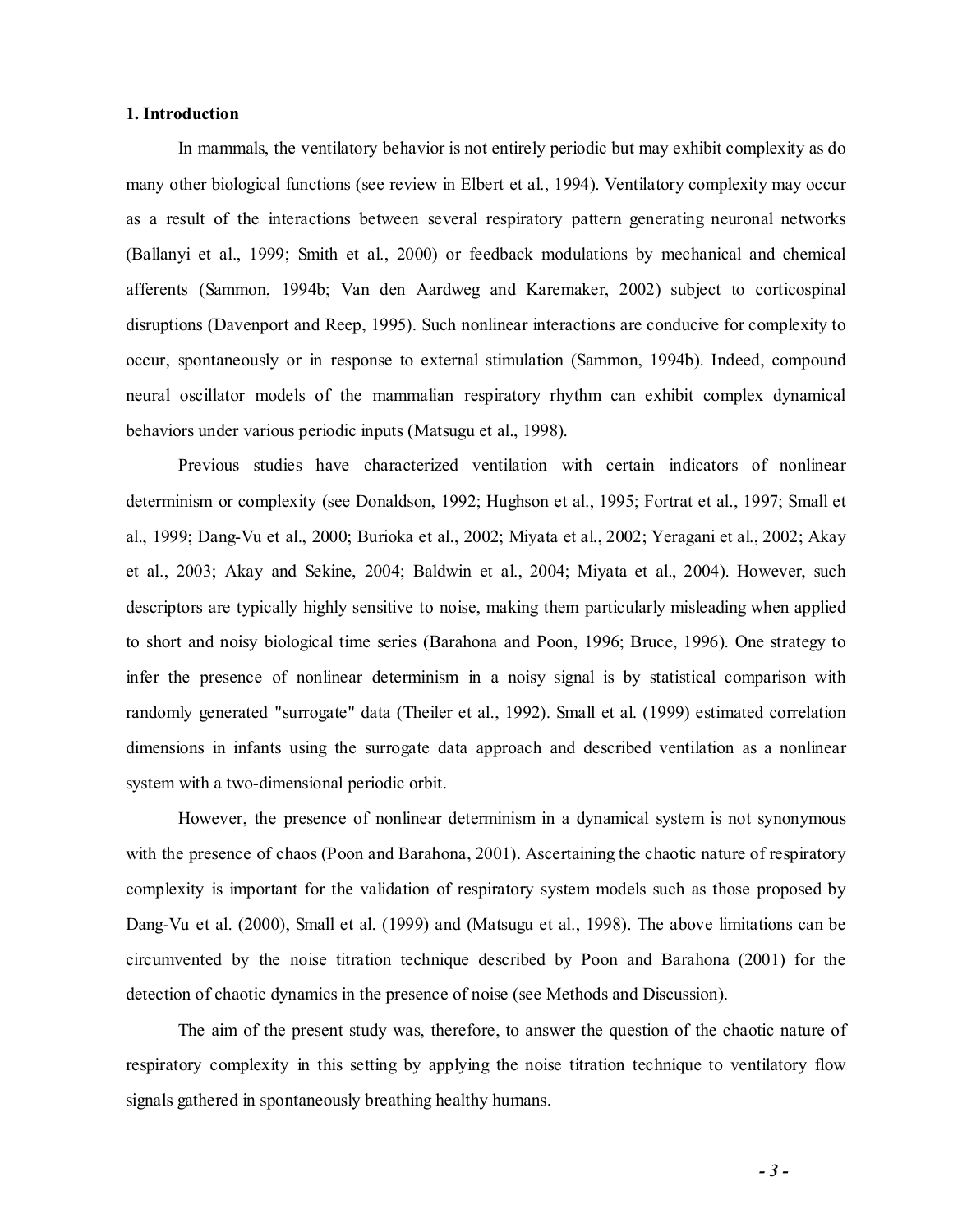## 1. Introduction

In mammals, the ventilatory behavior is not entirely periodic but may exhibit complexity as do many other biological functions (see review in Elbert et al., 1994). Ventilatory complexity may occur as a result of the interactions between several respiratory pattern generating neuronal networks (Ballanyi et al., 1999; Smith et al., 2000) or feedback modulations by mechanical and chemical afferents (Sammon, 1994b; Van den Aardweg and Karemaker, 2002) subject to corticospinal disruptions (Davenport and Reep, 1995). Such nonlinear interactions are conducive for complexity to occur, spontaneously or in response to external stimulation (Sammon, 1994b). Indeed, compound neural oscillator models of the mammalian respiratory rhythm can exhibit complex dynamical behaviors under various periodic inputs (Matsugu et al., 1998).

Previous studies have characterized ventilation with certain indicators of nonlinear determinism or complexity (see Donaldson, 1992; Hughson et al., 1995; Fortrat et al., 1997; Small et al., 1999; Dang-Vu et al., 2000; Burioka et al., 2002; Miyata et al., 2002; Yeragani et al., 2002; Akay et al., 2003; Akay and Sekine, 2004; Baldwin et al., 2004; Miyata et al., 2004). However, such descriptors are typically highly sensitive to noise, making them particularly misleading when applied to short and noisy biological time series (Barahona and Poon, 1996; Bruce, 1996). One strategy to infer the presence of nonlinear determinism in a noisy signal is by statistical comparison with randomly generated "surrogate" data (Theiler et al., 1992). Small et al. (1999) estimated correlation dimensions in infants using the surrogate data approach and described ventilation as a nonlinear system with a two-dimensional periodic orbit.

However, the presence of nonlinear determinism in a dynamical system is not synonymous with the presence of chaos (Poon and Barahona, 2001). Ascertaining the chaotic nature of respiratory complexity is important for the validation of respiratory system models such as those proposed by Dang-Vu et al. (2000), Small et al. (1999) and (Matsugu et al., 1998). The above limitations can be circumvented by the noise titration technique described by Poon and Barahona (2001) for the detection of chaotic dynamics in the presence of noise (see Methods and Discussion).

The aim of the present study was, therefore, to answer the question of the chaotic nature of respiratory complexity in this setting by applying the noise titration technique to ventilatory flow signals gathered in spontaneously breathing healthy humans.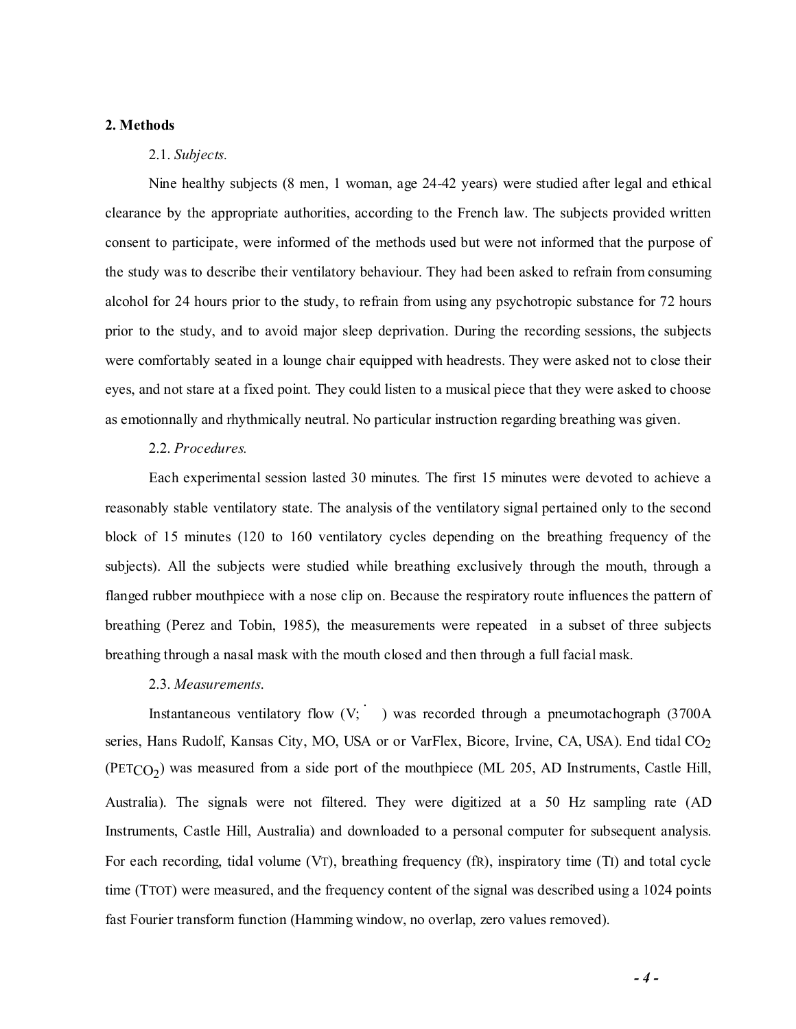## 2. Methods

### 2.1. *Subjects.*

Nine healthy subjects (8 men, 1 woman, age 24-42 years) were studied after legal and ethical clearance by the appropriate authorities, according to the French law. The subjects provided written consent to participate, were informed of the methods used but were not informed that the purpose of the study was to describe their ventilatory behaviour. They had been asked to refrain from consuming alcohol for 24 hours prior to the study, to refrain from using any psychotropic substance for 72 hours prior to the study, and to avoid major sleep deprivation. During the recording sessions, the subjects were comfortably seated in a lounge chair equipped with headrests. They were asked not to close their eyes, and not stare at a fixed point. They could listen to a musical piece that they were asked to choose as emotionnally and rhythmically neutral. No particular instruction regarding breathing was given.

### 2.2. *Procedures.*

Each experimental session lasted 30 minutes. The first 15 minutes were devoted to achieve a reasonably stable ventilatory state. The analysis of the ventilatory signal pertained only to the second block of 15 minutes (120 to 160 ventilatory cycles depending on the breathing frequency of the subjects). All the subjects were studied while breathing exclusively through the mouth, through a flanged rubber mouthpiece with a nose clip on. Because the respiratory route influences the pattern of breathing (Perez and Tobin, 1985), the measurements were repeated in a subset of three subjects breathing through a nasal mask with the mouth closed and then through a full facial mask.

### 2.3. *Measurements.*

Instantaneous ventilatory flow ($\dot{V}$) was recorded through a pneumotachograph (3700A series, Hans Rudolf, Kansas City, MO, USA or or VarFlex, Bicore, Irvine, CA, USA). End tidal $CO_2$ ($P_{ET}CO_2$) was measured from a side port of the mouthpiece (ML 205, AD Instruments, Castle Hill, Australia). The signals were not filtered. They were digitized at a 50 Hz sampling rate (AD Instruments, Castle Hill, Australia) and downloaded to a personal computer for subsequent analysis. For each recording, tidal volume ($V_T$), breathing frequency ($f_R$), inspiratory time ($T_I$) and total cycle time ($T_{TOT}$) were measured, and the frequency content of the signal was described using a 1024 points fast Fourier transform function (Hamming window, no overlap, zero values removed).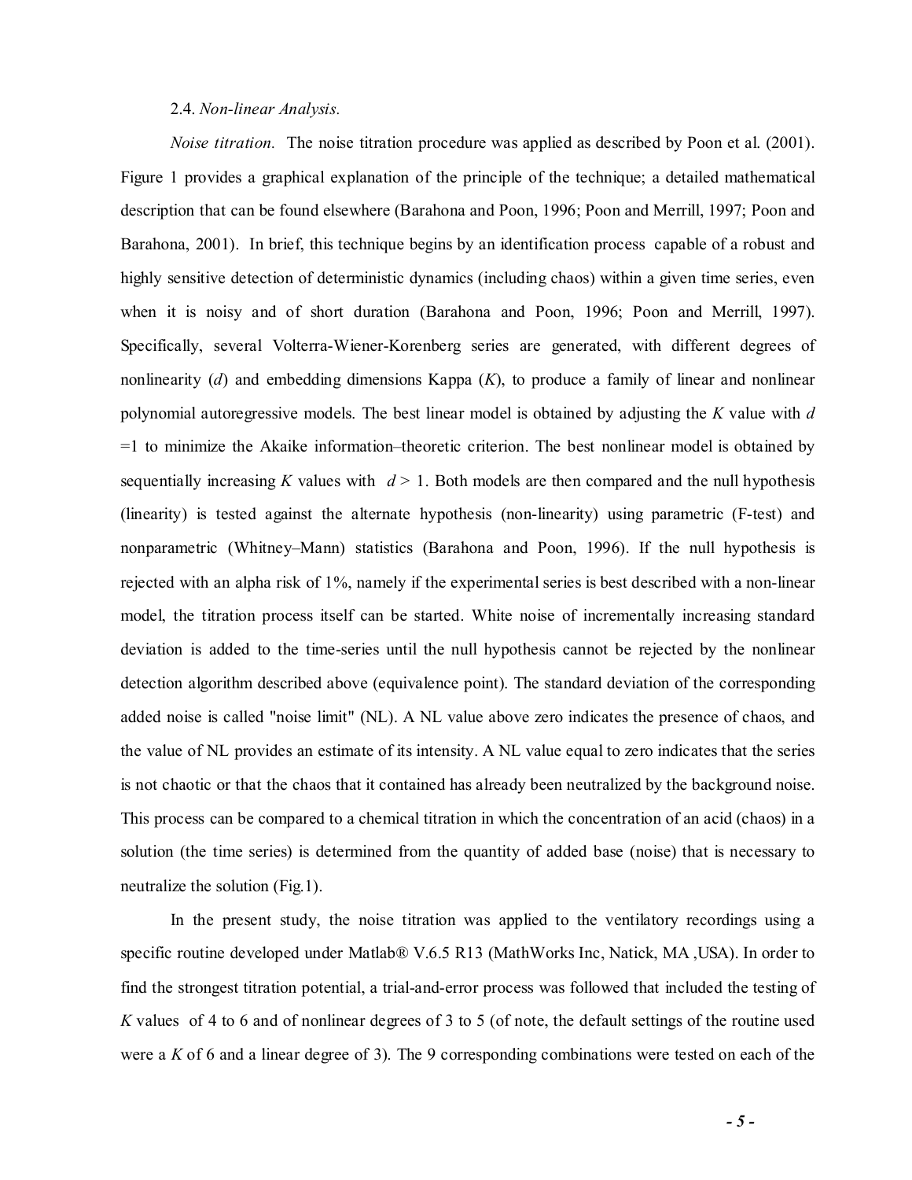2.4. *Non-linear Analysis.*

*Noise titration.* The noise titration procedure was applied as described by Poon et al. (2001). Figure 1 provides a graphical explanation of the principle of the technique; a detailed mathematical description that can be found elsewhere (Barahona and Poon, 1996; Poon and Merrill, 1997; Poon and Barahona, 2001). In brief, this technique begins by an identification process capable of a robust and highly sensitive detection of deterministic dynamics (including chaos) within a given time series, even when it is noisy and of short duration (Barahona and Poon, 1996; Poon and Merrill, 1997). Specifically, several Volterra-Wiener-Korenberg series are generated, with different degrees of nonlinearity ($d$) and embedding dimensions Kappa ($K$), to produce a family of linear and nonlinear polynomial autoregressive models. The best linear model is obtained by adjusting the $K$ value with $d$ =1 to minimize the Akaike information–theoretic criterion. The best nonlinear model is obtained by sequentially increasing $K$ values with $d > 1$. Both models are then compared and the null hypothesis (linearity) is tested against the alternate hypothesis (non-linearity) using parametric (F-test) and nonparametric (Whitney–Mann) statistics (Barahona and Poon, 1996). If the null hypothesis is rejected with an alpha risk of 1%, namely if the experimental series is best described with a non-linear model, the titration process itself can be started. White noise of incrementally increasing standard deviation is added to the time-series until the null hypothesis cannot be rejected by the nonlinear detection algorithm described above (equivalence point). The standard deviation of the corresponding added noise is called "noise limit" (NL). A NL value above zero indicates the presence of chaos, and the value of NL provides an estimate of its intensity. A NL value equal to zero indicates that the series is not chaotic or that the chaos that it contained has already been neutralized by the background noise. This process can be compared to a chemical titration in which the concentration of an acid (chaos) in a solution (the time series) is determined from the quantity of added base (noise) that is necessary to neutralize the solution (Fig.1).

In the present study, the noise titration was applied to the ventilatory recordings using a specific routine developed under Matlab® V.6.5 R13 (MathWorks Inc, Natick, MA ,USA). In order to find the strongest titration potential, a trial-and-error process was followed that included the testing of $K$ values of 4 to 6 and of nonlinear degrees of 3 to 5 (of note, the default settings of the routine used were a $K$ of 6 and a linear degree of 3). The 9 corresponding combinations were tested on each of the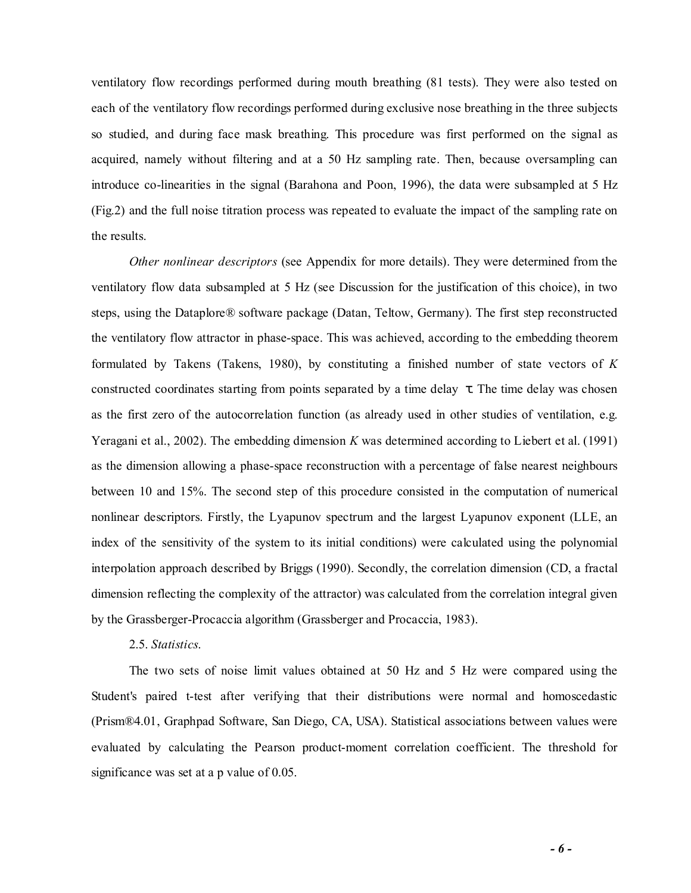ventilatory flow recordings performed during mouth breathing (81 tests). They were also tested on each of the ventilatory flow recordings performed during exclusive nose breathing in the three subjects so studied, and during face mask breathing. This procedure was first performed on the signal as acquired, namely without filtering and at a 50 Hz sampling rate. Then, because oversampling can introduce co-linearities in the signal (Barahona and Poon, 1996), the data were subsampled at 5 Hz (Fig.2) and the full noise titration process was repeated to evaluate the impact of the sampling rate on the results.

*Other nonlinear descriptors* (see Appendix for more details). They were determined from the ventilatory flow data subsampled at 5 Hz (see Discussion for the justification of this choice), in two steps, using the Dataplore® software package (Datan, Teltow, Germany). The first step reconstructed the ventilatory flow attractor in phase-space. This was achieved, according to the embedding theorem formulated by Takens (Takens, 1980), by constituting a finished number of state vectors of $K$ constructed coordinates starting from points separated by a time delay $\tau$. The time delay was chosen as the first zero of the autocorrelation function (as already used in other studies of ventilation, e.g. Yeragani et al., 2002). The embedding dimension $K$ was determined according to Liebert et al. (1991) as the dimension allowing a phase-space reconstruction with a percentage of false nearest neighbours between 10 and 15%. The second step of this procedure consisted in the computation of numerical nonlinear descriptors. Firstly, the Lyapunov spectrum and the largest Lyapunov exponent (LLE, an index of the sensitivity of the system to its initial conditions) were calculated using the polynomial interpolation approach described by Briggs (1990). Secondly, the correlation dimension (CD, a fractal dimension reflecting the complexity of the attractor) was calculated from the correlation integral given by the Grassberger-Procaccia algorithm (Grassberger and Procaccia, 1983).

2.5. *Statistics.*

The two sets of noise limit values obtained at 50 Hz and 5 Hz were compared using the Student's paired t-test after verifying that their distributions were normal and homoscedastic (Prism®4.01, Graphpad Software, San Diego, CA, USA). Statistical associations between values were evaluated by calculating the Pearson product-moment correlation coefficient. The threshold for significance was set at a p value of 0.05.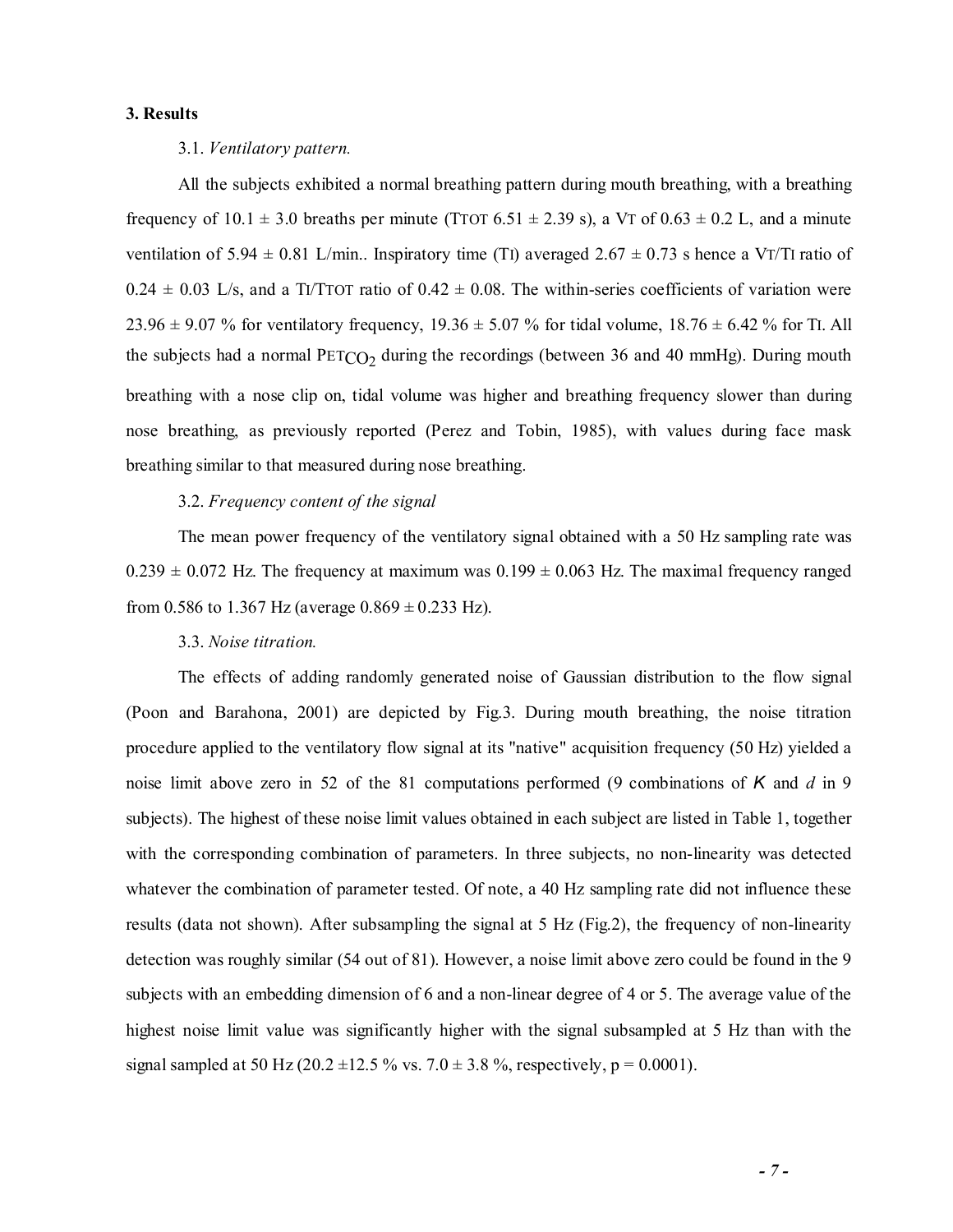## 3. Results

### 3.1. *Ventilatory pattern.*

All the subjects exhibited a normal breathing pattern during mouth breathing, with a breathing frequency of 10.1 ± 3.0 breaths per minute ($T_{TOT}$ 6.51 ± 2.39 s), a $V_T$ of 0.63 ± 0.2 L, and a minute ventilation of 5.94 ± 0.81 L/min.. Inspiratory time ($T_I$) averaged 2.67 ± 0.73 s hence a $V_T/T_I$ ratio of 0.24 ± 0.03 L/s, and a $T_I/T_{TOT}$ ratio of 0.42 ± 0.08. The within-series coefficients of variation were 23.96 ± 9.07 % for ventilatory frequency, 19.36 ± 5.07 % for tidal volume, 18.76 ± 6.42 % for $T_I$. All the subjects had a normal $P_{ETCO_2}$ during the recordings (between 36 and 40 mmHg). During mouth breathing with a nose clip on, tidal volume was higher and breathing frequency slower than during nose breathing, as previously reported (Perez and Tobin, 1985), with values during face mask breathing similar to that measured during nose breathing.

### 3.2. *Frequency content of the signal*

The mean power frequency of the ventilatory signal obtained with a 50 Hz sampling rate was 0.239 ± 0.072 Hz. The frequency at maximum was 0.199 ± 0.063 Hz. The maximal frequency ranged from 0.586 to 1.367 Hz (average 0.869 ± 0.233 Hz).

### 3.3. *Noise titration.*

The effects of adding randomly generated noise of Gaussian distribution to the flow signal (Poon and Barahona, 2001) are depicted by Fig.3. During mouth breathing, the noise titration procedure applied to the ventilatory flow signal at its "native" acquisition frequency (50 Hz) yielded a noise limit above zero in 52 of the 81 computations performed (9 combinations of $K$ and $d$ in 9 subjects). The highest of these noise limit values obtained in each subject are listed in Table 1, together with the corresponding combination of parameters. In three subjects, no non-linearity was detected whatever the combination of parameter tested. Of note, a 40 Hz sampling rate did not influence these results (data not shown). After subsampling the signal at 5 Hz (Fig.2), the frequency of non-linearity detection was roughly similar (54 out of 81). However, a noise limit above zero could be found in the 9 subjects with an embedding dimension of 6 and a non-linear degree of 4 or 5. The average value of the highest noise limit value was significantly higher with the signal subsampled at 5 Hz than with the signal sampled at 50 Hz (20.2 ±12.5 % vs. 7.0 ± 3.8 %, respectively, $p = 0.0001$).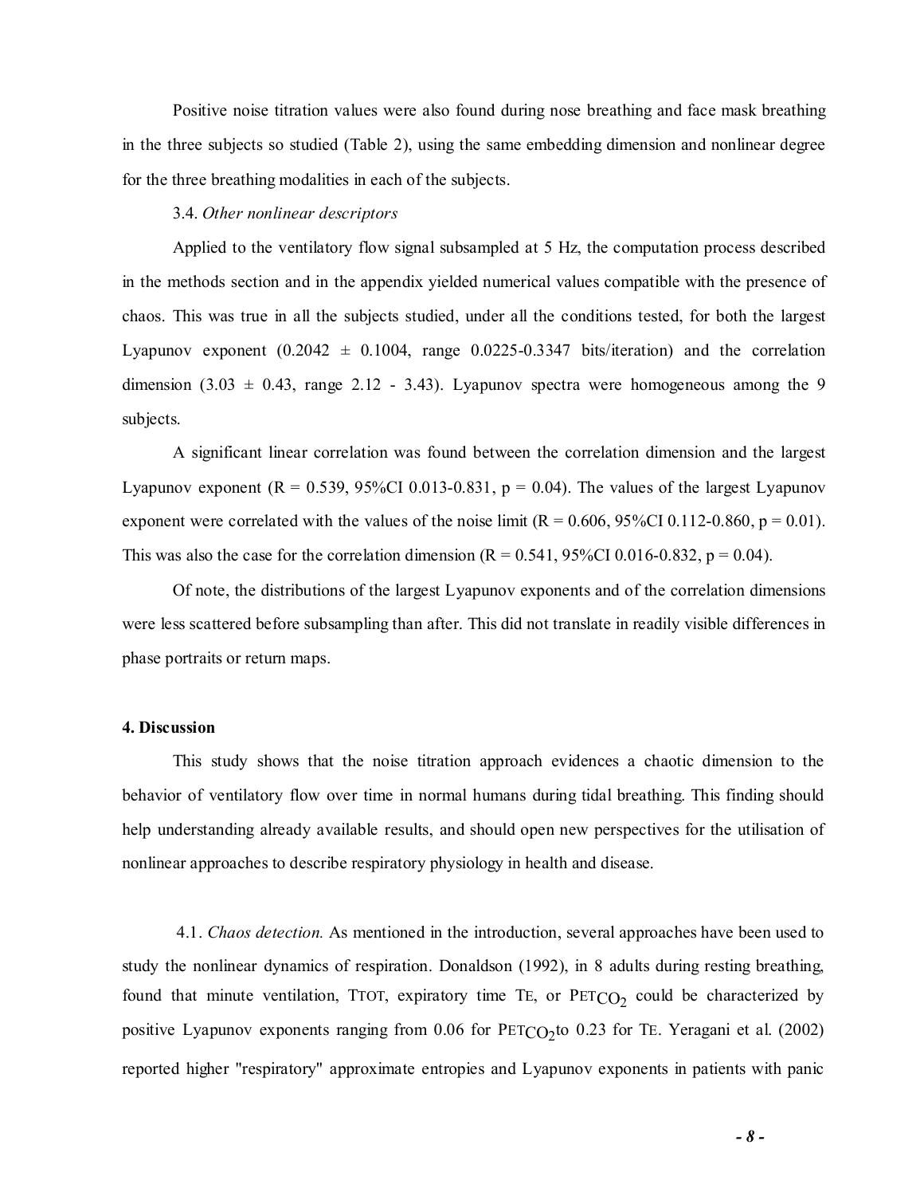Positive noise titration values were also found during nose breathing and face mask breathing in the three subjects so studied (Table 2), using the same embedding dimension and nonlinear degree for the three breathing modalities in each of the subjects.

### 3.4. *Other nonlinear descriptors*

Applied to the ventilatory flow signal subsampled at 5 Hz, the computation process described in the methods section and in the appendix yielded numerical values compatible with the presence of chaos. This was true in all the subjects studied, under all the conditions tested, for both the largest Lyapunov exponent (0.2042 ± 0.1004, range 0.0225-0.3347 bits/iteration) and the correlation dimension (3.03 ± 0.43, range 2.12 - 3.43). Lyapunov spectra were homogeneous among the 9 subjects.

A significant linear correlation was found between the correlation dimension and the largest Lyapunov exponent ($R = 0.539$, 95%CI 0.013-0.831, $p = 0.04$). The values of the largest Lyapunov exponent were correlated with the values of the noise limit ($R = 0.606$, 95%CI 0.112-0.860, $p = 0.01$). This was also the case for the correlation dimension ($R = 0.541$, 95%CI 0.016-0.832, $p = 0.04$).

Of note, the distributions of the largest Lyapunov exponents and of the correlation dimensions were less scattered before subsampling than after. This did not translate in readily visible differences in phase portraits or return maps.

## 4. Discussion

This study shows that the noise titration approach evidences a chaotic dimension to the behavior of ventilatory flow over time in normal humans during tidal breathing. This finding should help understanding already available results, and should open new perspectives for the utilisation of nonlinear approaches to describe respiratory physiology in health and disease.

4.1. *Chaos detection.* As mentioned in the introduction, several approaches have been used to study the nonlinear dynamics of respiration. Donaldson (1992), in 8 adults during resting breathing, found that minute ventilation, TTOT, expiratory time TE, or $PET_{CO_2}$ could be characterized by positive Lyapunov exponents ranging from 0.06 for $PET_{CO_2}$ to 0.23 for TE. Yeragani et al. (2002) reported higher "respiratory" approximate entropies and Lyapunov exponents in patients with panic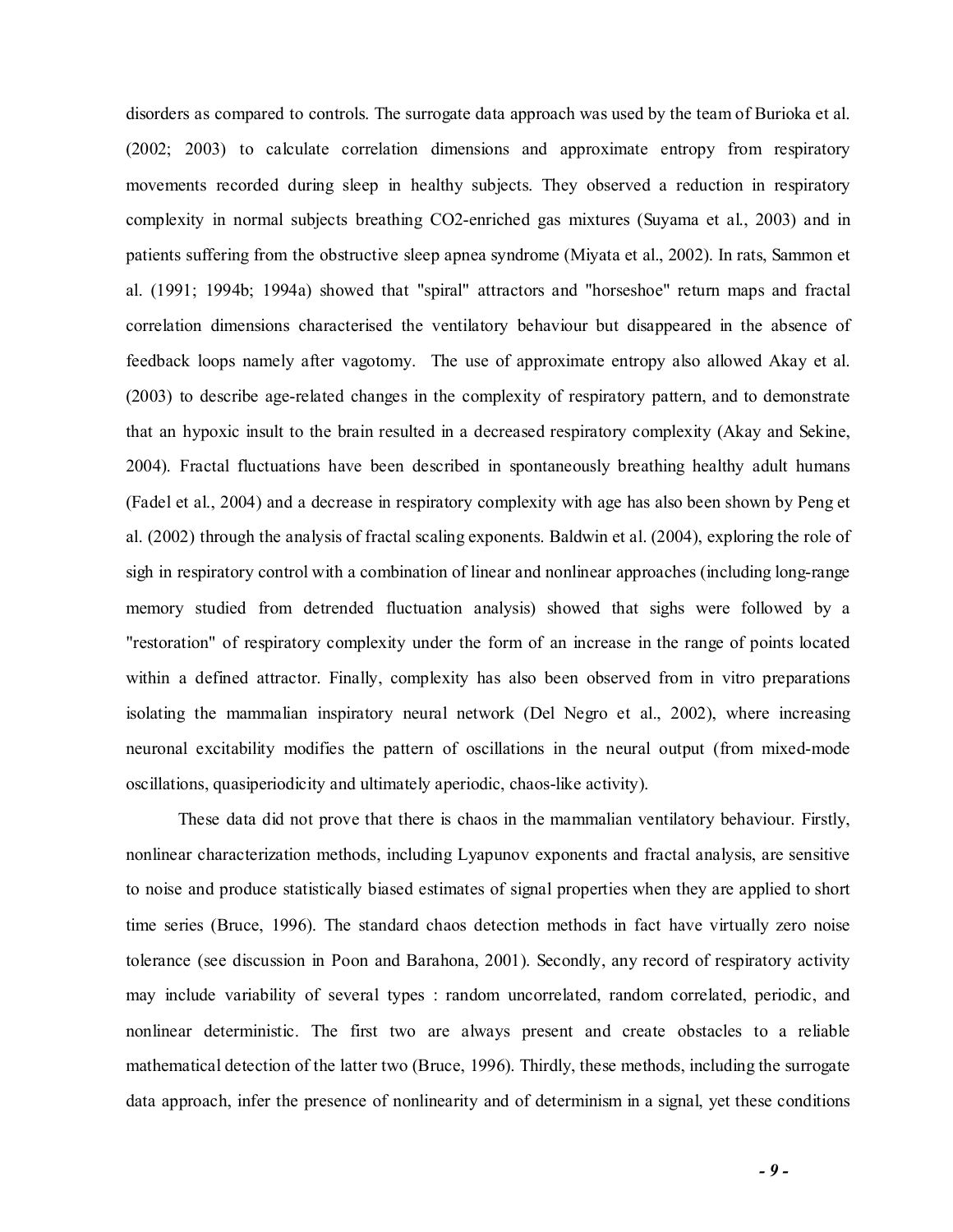disorders as compared to controls. The surrogate data approach was used by the team of Burioka et al. (2002; 2003) to calculate correlation dimensions and approximate entropy from respiratory movements recorded during sleep in healthy subjects. They observed a reduction in respiratory complexity in normal subjects breathing $CO_2$-enriched gas mixtures (Suyama et al., 2003) and in patients suffering from the obstructive sleep apnea syndrome (Miyata et al., 2002). In rats, Sammon et al. (1991; 1994b; 1994a) showed that "spiral" attractors and "horseshoe" return maps and fractal correlation dimensions characterised the ventilatory behaviour but disappeared in the absence of feedback loops namely after vagotomy. The use of approximate entropy also allowed Akay et al. (2003) to describe age-related changes in the complexity of respiratory pattern, and to demonstrate that an hypoxic insult to the brain resulted in a decreased respiratory complexity (Akay and Sekine, 2004). Fractal fluctuations have been described in spontaneously breathing healthy adult humans (Fadel et al., 2004) and a decrease in respiratory complexity with age has also been shown by Peng et al. (2002) through the analysis of fractal scaling exponents. Baldwin et al. (2004), exploring the role of sigh in respiratory control with a combination of linear and nonlinear approaches (including long-range memory studied from detrended fluctuation analysis) showed that sighs were followed by a "restoration" of respiratory complexity under the form of an increase in the range of points located within a defined attractor. Finally, complexity has also been observed from in vitro preparations isolating the mammalian inspiratory neural network (Del Negro et al., 2002), where increasing neuronal excitability modifies the pattern of oscillations in the neural output (from mixed-mode oscillations, quasiperiodicity and ultimately aperiodic, chaos-like activity).

These data did not prove that there is chaos in the mammalian ventilatory behaviour. Firstly, nonlinear characterization methods, including Lyapunov exponents and fractal analysis, are sensitive to noise and produce statistically biased estimates of signal properties when they are applied to short time series (Bruce, 1996). The standard chaos detection methods in fact have virtually zero noise tolerance (see discussion in Poon and Barahona, 2001). Secondly, any record of respiratory activity may include variability of several types : random uncorrelated, random correlated, periodic, and nonlinear deterministic. The first two are always present and create obstacles to a reliable mathematical detection of the latter two (Bruce, 1996). Thirdly, these methods, including the surrogate data approach, infer the presence of nonlinearity and of determinism in a signal, yet these conditions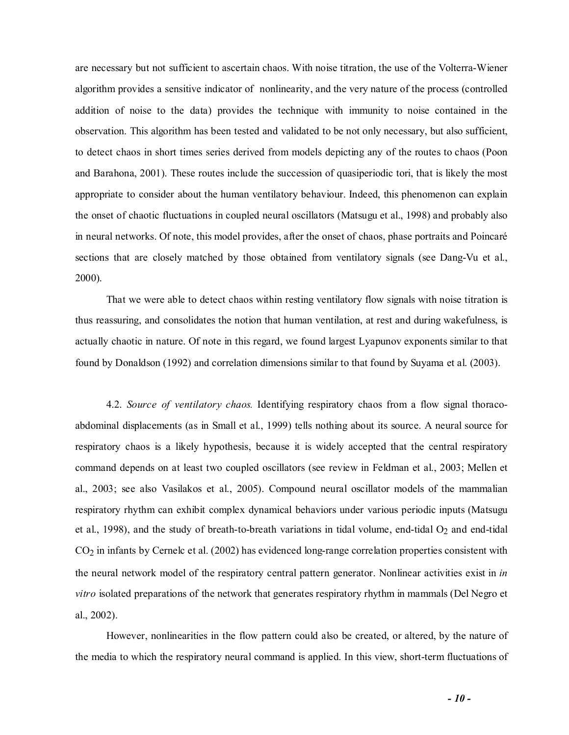are necessary but not sufficient to ascertain chaos. With noise titration, the use of the Volterra-Wiener algorithm provides a sensitive indicator of nonlinearity, and the very nature of the process (controlled addition of noise to the data) provides the technique with immunity to noise contained in the observation. This algorithm has been tested and validated to be not only necessary, but also sufficient, to detect chaos in short times series derived from models depicting any of the routes to chaos (Poon and Barahona, 2001). These routes include the succession of quasiperiodic tori, that is likely the most appropriate to consider about the human ventilatory behaviour. Indeed, this phenomenon can explain the onset of chaotic fluctuations in coupled neural oscillators (Matsugu et al., 1998) and probably also in neural networks. Of note, this model provides, after the onset of chaos, phase portraits and Poincaré sections that are closely matched by those obtained from ventilatory signals (see Dang-Vu et al., 2000).

That we were able to detect chaos within resting ventilatory flow signals with noise titration is thus reassuring, and consolidates the notion that human ventilation, at rest and during wakefulness, is actually chaotic in nature. Of note in this regard, we found largest Lyapunov exponents similar to that found by Donaldson (1992) and correlation dimensions similar to that found by Suyama et al. (2003).

4.2. *Source of ventilatory chaos.* Identifying respiratory chaos from a flow signal thoraco-abdominal displacements (as in Small et al., 1999) tells nothing about its source. A neural source for respiratory chaos is a likely hypothesis, because it is widely accepted that the central respiratory command depends on at least two coupled oscillators (see review in Feldman et al., 2003; Mellen et al., 2003; see also Vasilakos et al., 2005). Compound neural oscillator models of the mammalian respiratory rhythm can exhibit complex dynamical behaviors under various periodic inputs (Matsugu et al., 1998), and the study of breath-to-breath variations in tidal volume, end-tidal $O_2$ and end-tidal $CO_2$ in infants by Cernelc et al. (2002) has evidenced long-range correlation properties consistent with the neural network model of the respiratory central pattern generator. Nonlinear activities exist in *in vitro* isolated preparations of the network that generates respiratory rhythm in mammals (Del Negro et al., 2002).

However, nonlinearities in the flow pattern could also be created, or altered, by the nature of the media to which the respiratory neural command is applied. In this view, short-term fluctuations of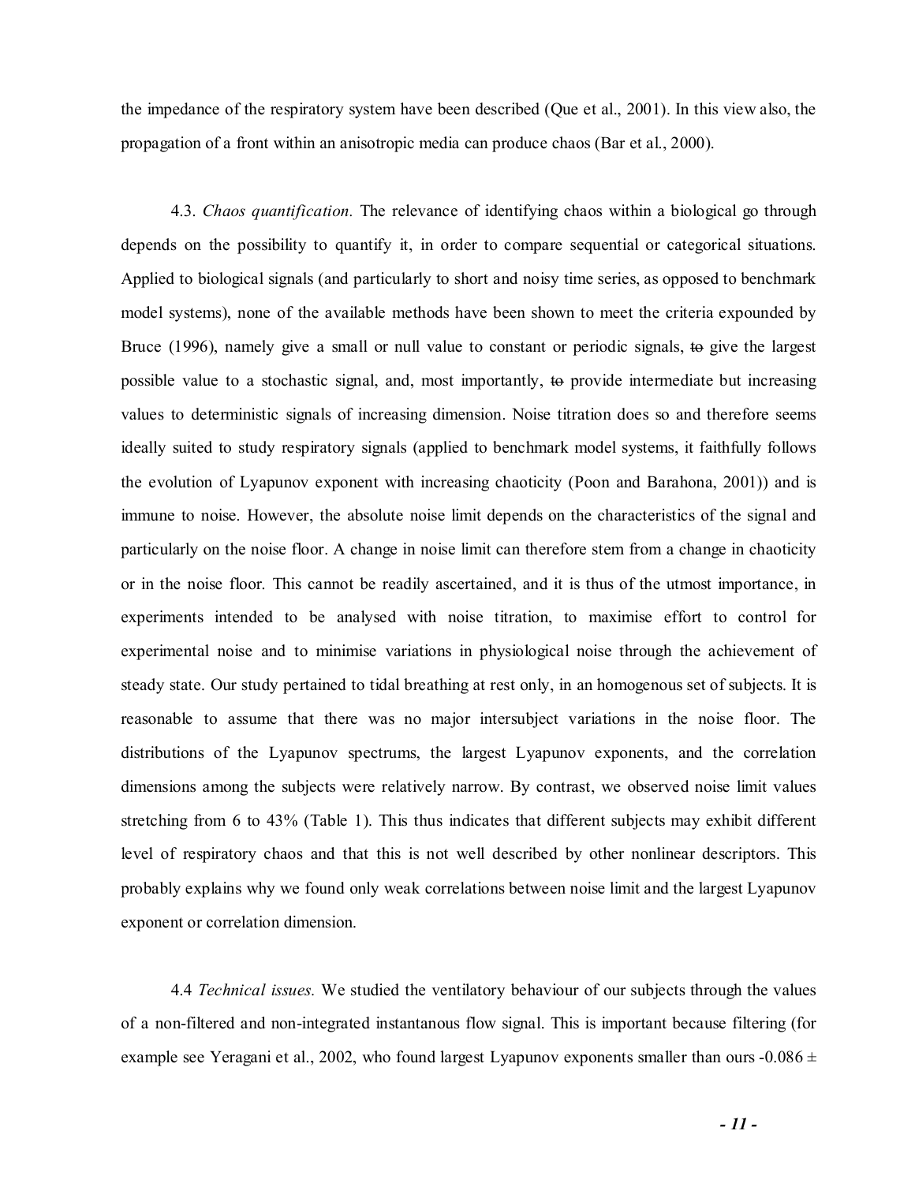the impedance of the respiratory system have been described (Que et al., 2001). In this view also, the propagation of a front within an anisotropic media can produce chaos (Bar et al., 2000).

4.3. *Chaos quantification.* The relevance of identifying chaos within a biological go through depends on the possibility to quantify it, in order to compare sequential or categorical situations. Applied to biological signals (and particularly to short and noisy time series, as opposed to benchmark model systems), none of the available methods have been shown to meet the criteria expounded by Bruce (1996), namely give a small or null value to constant or periodic signals, ~~to~~ give the largest possible value to a stochastic signal, and, most importantly, ~~to~~ provide intermediate but increasing values to deterministic signals of increasing dimension. Noise titration does so and therefore seems ideally suited to study respiratory signals (applied to benchmark model systems, it faithfully follows the evolution of Lyapunov exponent with increasing chaoticity (Poon and Barahona, 2001)) and is immune to noise. However, the absolute noise limit depends on the characteristics of the signal and particularly on the noise floor. A change in noise limit can therefore stem from a change in chaoticity or in the noise floor. This cannot be readily ascertained, and it is thus of the utmost importance, in experiments intended to be analysed with noise titration, to maximise effort to control for experimental noise and to minimise variations in physiological noise through the achievement of steady state. Our study pertained to tidal breathing at rest only, in an homogenous set of subjects. It is reasonable to assume that there was no major intersubject variations in the noise floor. The distributions of the Lyapunov spectrums, the largest Lyapunov exponents, and the correlation dimensions among the subjects were relatively narrow. By contrast, we observed noise limit values stretching from 6 to 43% (Table 1). This thus indicates that different subjects may exhibit different level of respiratory chaos and that this is not well described by other nonlinear descriptors. This probably explains why we found only weak correlations between noise limit and the largest Lyapunov exponent or correlation dimension.

4.4 *Technical issues.* We studied the ventilatory behaviour of our subjects through the values of a non-filtered and non-integrated instantanous flow signal. This is important because filtering (for example see Yeragani et al., 2002, who found largest Lyapunov exponents smaller than ours -0.086 ±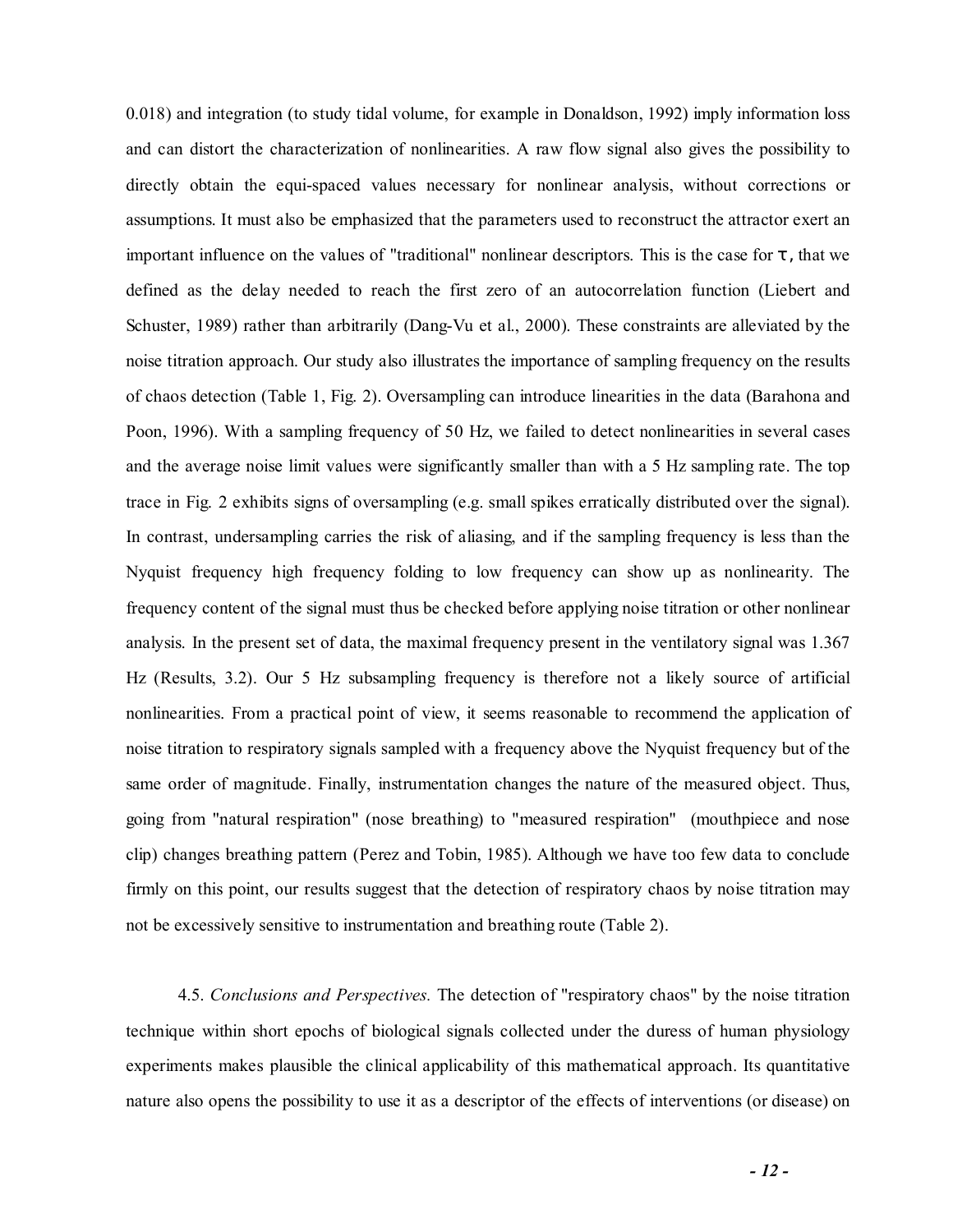0.018) and integration (to study tidal volume, for example in Donaldson, 1992) imply information loss and can distort the characterization of nonlinearities. A raw flow signal also gives the possibility to directly obtain the equi-spaced values necessary for nonlinear analysis, without corrections or assumptions. It must also be emphasized that the parameters used to reconstruct the attractor exert an important influence on the values of "traditional" nonlinear descriptors. This is the case for $\tau$, that we defined as the delay needed to reach the first zero of an autocorrelation function (Liebert and Schuster, 1989) rather than arbitrarily (Dang-Vu et al., 2000). These constraints are alleviated by the noise titration approach. Our study also illustrates the importance of sampling frequency on the results of chaos detection (Table 1, Fig. 2). Oversampling can introduce linearities in the data (Barahona and Poon, 1996). With a sampling frequency of 50 Hz, we failed to detect nonlinearities in several cases and the average noise limit values were significantly smaller than with a 5 Hz sampling rate. The top trace in Fig. 2 exhibits signs of oversampling (e.g. small spikes erratically distributed over the signal). In contrast, undersampling carries the risk of aliasing, and if the sampling frequency is less than the Nyquist frequency high frequency folding to low frequency can show up as nonlinearity. The frequency content of the signal must thus be checked before applying noise titration or other nonlinear analysis. In the present set of data, the maximal frequency present in the ventilatory signal was 1.367 Hz (Results, 3.2). Our 5 Hz subsampling frequency is therefore not a likely source of artificial nonlinearities. From a practical point of view, it seems reasonable to recommend the application of noise titration to respiratory signals sampled with a frequency above the Nyquist frequency but of the same order of magnitude. Finally, instrumentation changes the nature of the measured object. Thus, going from "natural respiration" (nose breathing) to "measured respiration" (mouthpiece and nose clip) changes breathing pattern (Perez and Tobin, 1985). Although we have too few data to conclude firmly on this point, our results suggest that the detection of respiratory chaos by noise titration may not be excessively sensitive to instrumentation and breathing route (Table 2).

4.5. *Conclusions and Perspectives.* The detection of "respiratory chaos" by the noise titration technique within short epochs of biological signals collected under the duress of human physiology experiments makes plausible the clinical applicability of this mathematical approach. Its quantitative nature also opens the possibility to use it as a descriptor of the effects of interventions (or disease) on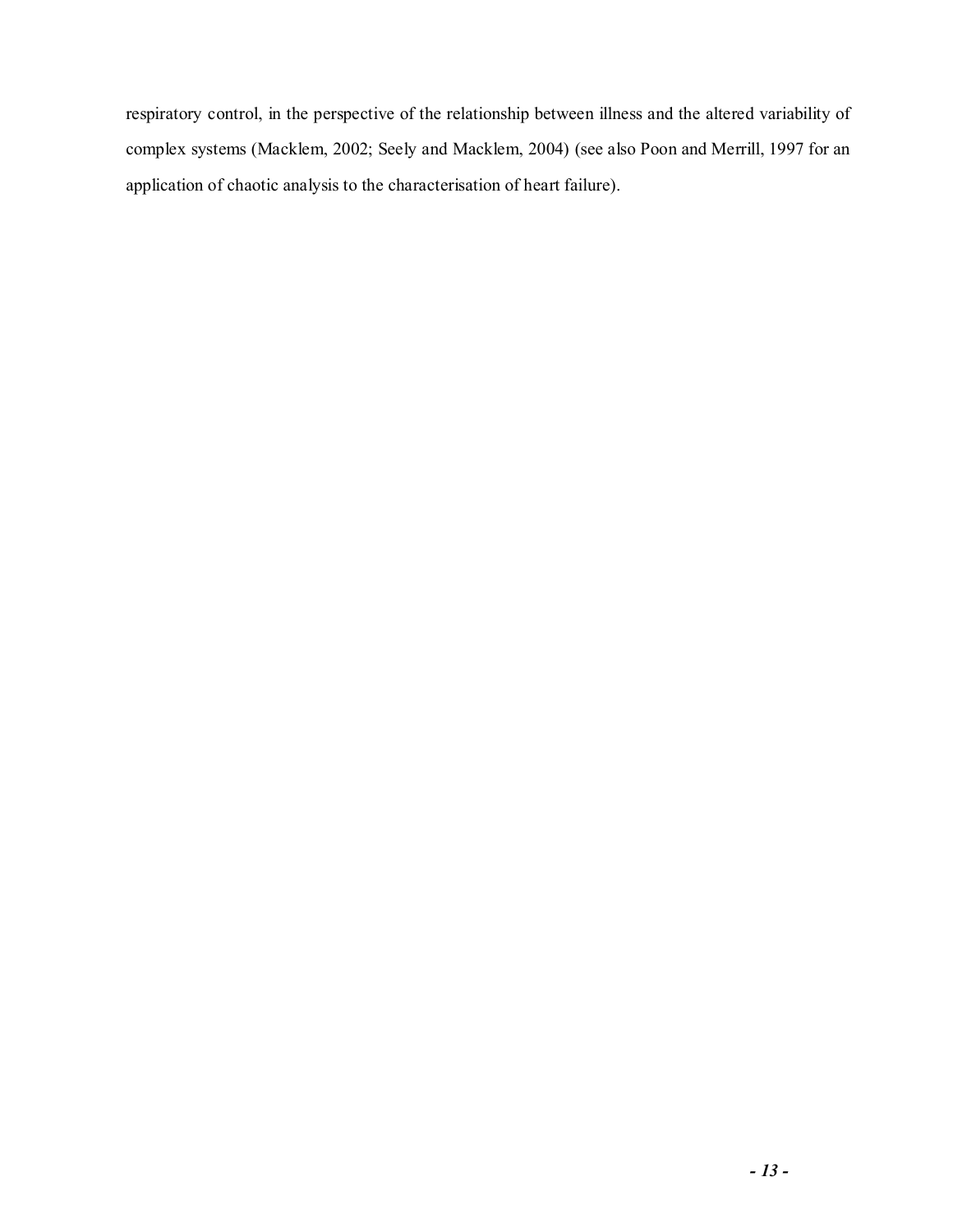respiratory control, in the perspective of the relationship between illness and the altered variability of complex systems (Macklem, 2002; Seely and Macklem, 2004) (see also Poon and Merrill, 1997 for an application of chaotic analysis to the characterisation of heart failure).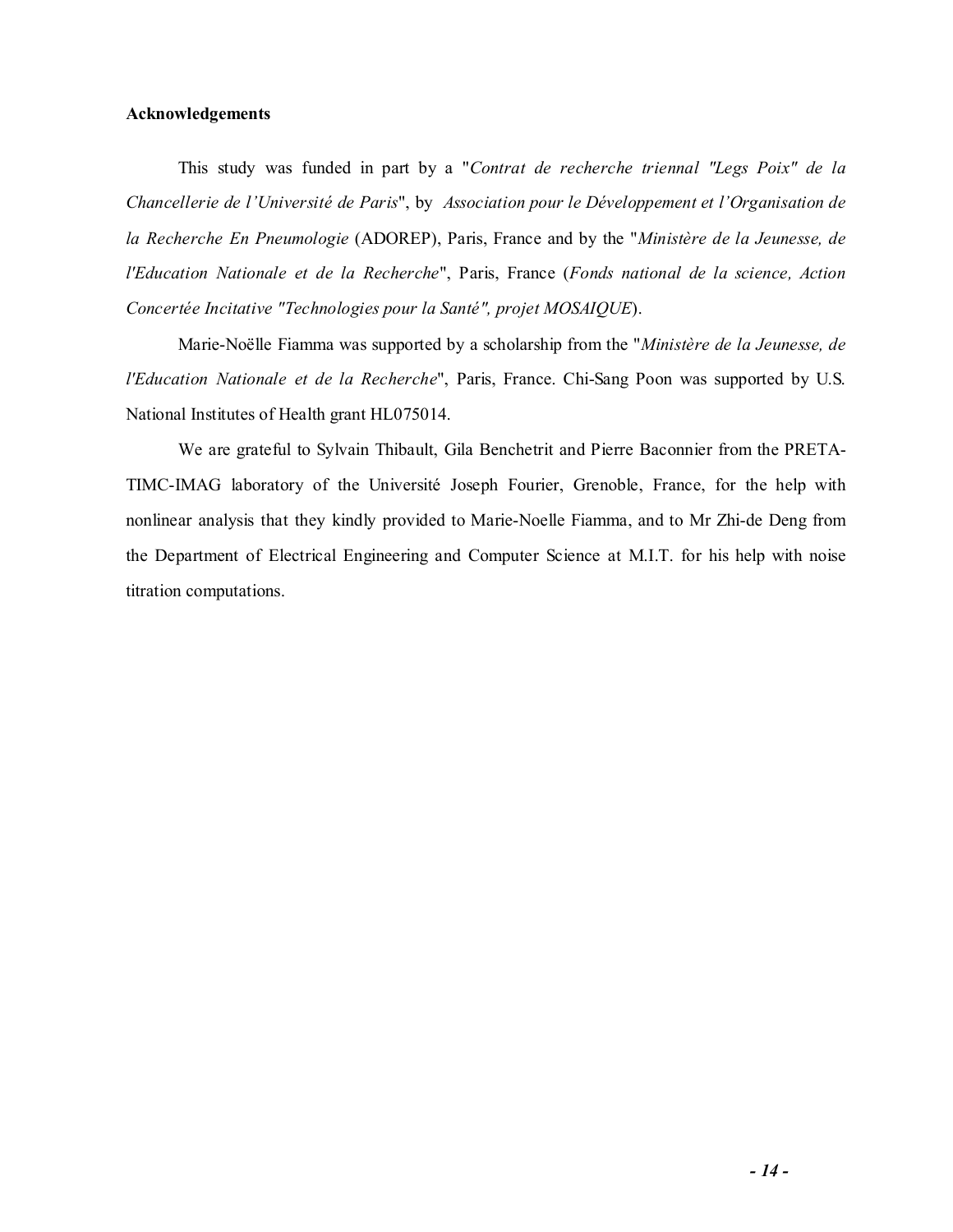**Acknowledgements**

This study was funded in part by a "*Contrat de recherche triennal "Legs Poix" de la Chancellerie de l'Université de Paris*", by *Association pour le Développement et l'Organisation de la Recherche En Pneumologie* (ADOREP), Paris, France and by the "*Ministère de la Jeunesse, de l'Education Nationale et de la Recherche*", Paris, France (*Fonds national de la science, Action Concertée Incitative "Technologies pour la Santé", projet MOSAIQUE*).

Marie-Noëlle Fiamma was supported by a scholarship from the "*Ministère de la Jeunesse, de l'Education Nationale et de la Recherche*", Paris, France. Chi-Sang Poon was supported by U.S. National Institutes of Health grant HL075014.

We are grateful to Sylvain Thibault, Gila Benchetrit and Pierre Baconnier from the PRETA-TIMC-IMAG laboratory of the Université Joseph Fourier, Grenoble, France, for the help with nonlinear analysis that they kindly provided to Marie-Noelle Fiamma, and to Mr Zhi-de Deng from the Department of Electrical Engineering and Computer Science at M.I.T. for his help with noise titration computations.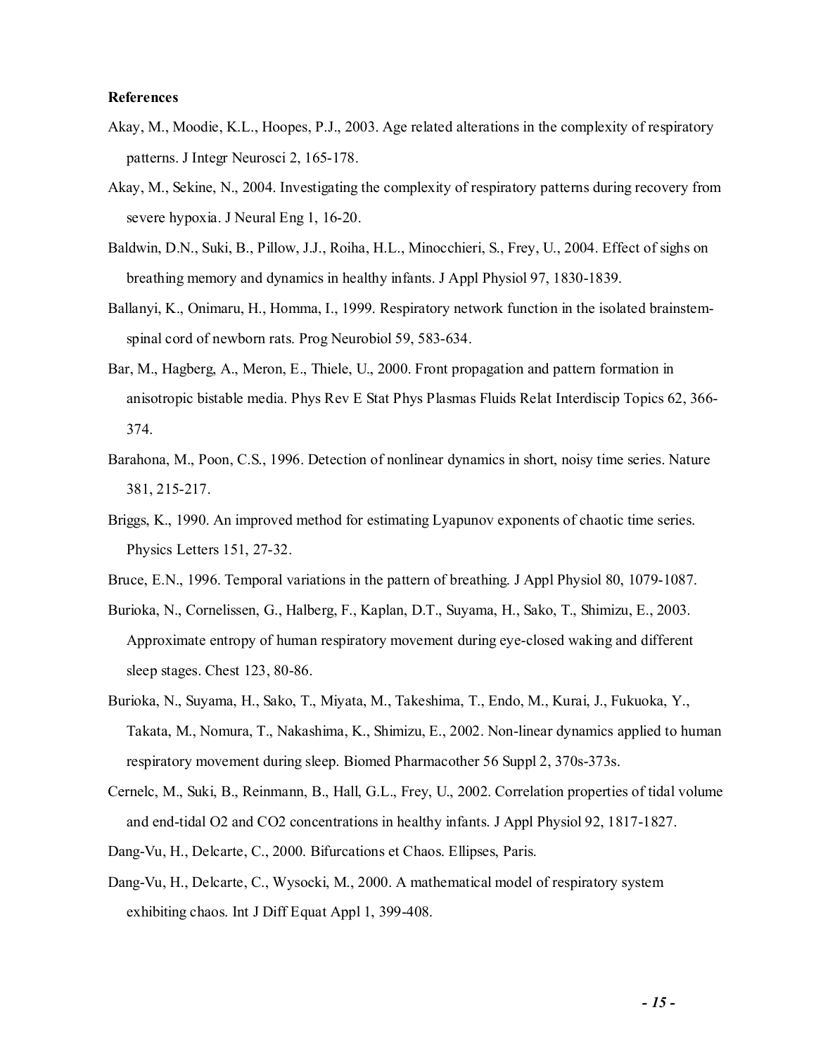**References**

Akay, M., Moodie, K.L., Hoopes, P.J., 2003. Age related alterations in the complexity of respiratory patterns. J Integr Neurosci 2, 165-178.

Akay, M., Sekine, N., 2004. Investigating the complexity of respiratory patterns during recovery from severe hypoxia. J Neural Eng 1, 16-20.

Baldwin, D.N., Suki, B., Pillow, J.J., Roiha, H.L., Minocchieri, S., Frey, U., 2004. Effect of sighs on breathing memory and dynamics in healthy infants. J Appl Physiol 97, 1830-1839.

Ballanyi, K., Onimaru, H., Homma, I., 1999. Respiratory network function in the isolated brainstem-spinal cord of newborn rats. Prog Neurobiol 59, 583-634.

Bar, M., Hagberg, A., Meron, E., Thiele, U., 2000. Front propagation and pattern formation in anisotropic bistable media. Phys Rev E Stat Phys Plasmas Fluids Relat Interdiscip Topics 62, 366-374.

Barahona, M., Poon, C.S., 1996. Detection of nonlinear dynamics in short, noisy time series. Nature 381, 215-217.

Briggs, K., 1990. An improved method for estimating Lyapunov exponents of chaotic time series. Physics Letters 151, 27-32.

Bruce, E.N., 1996. Temporal variations in the pattern of breathing. J Appl Physiol 80, 1079-1087.

Burioka, N., Cornelissen, G., Halberg, F., Kaplan, D.T., Suyama, H., Sako, T., Shimizu, E., 2003. Approximate entropy of human respiratory movement during eye-closed waking and different sleep stages. Chest 123, 80-86.

Burioka, N., Suyama, H., Sako, T., Miyata, M., Takeshima, T., Endo, M., Kurai, J., Fukuoka, Y., Takata, M., Nomura, T., Nakashima, K., Shimizu, E., 2002. Non-linear dynamics applied to human respiratory movement during sleep. Biomed Pharmacother 56 Suppl 2, 370s-373s.

Cernelc, M., Suki, B., Reinmann, B., Hall, G.L., Frey, U., 2002. Correlation properties of tidal volume and end-tidal O2 and CO2 concentrations in healthy infants. J Appl Physiol 92, 1817-1827.

Dang-Vu, H., Delcarte, C., 2000. Bifurcations et Chaos. Ellipses, Paris.

Dang-Vu, H., Delcarte, C., Wysocki, M., 2000. A mathematical model of respiratory system exhibiting chaos. Int J Diff Equat Appl 1, 399-408.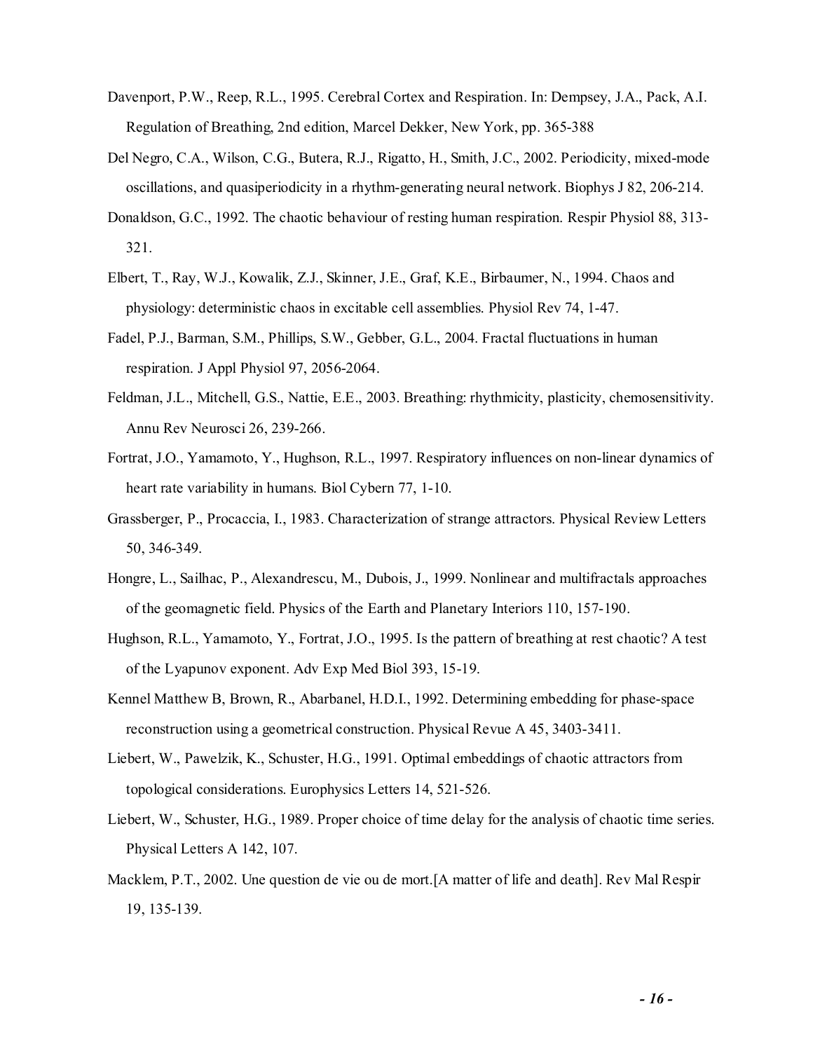Davenport, P.W., Reep, R.L., 1995. Cerebral Cortex and Respiration. In: Dempsey, J.A., Pack, A.I. Regulation of Breathing, 2nd edition, Marcel Dekker, New York, pp. 365-388

Del Negro, C.A., Wilson, C.G., Butera, R.J., Rigatto, H., Smith, J.C., 2002. Periodicity, mixed-mode oscillations, and quasiperiodicity in a rhythm-generating neural network. Biophys J 82, 206-214.

Donaldson, G.C., 1992. The chaotic behaviour of resting human respiration. Respir Physiol 88, 313-321.

Elbert, T., Ray, W.J., Kowalik, Z.J., Skinner, J.E., Graf, K.E., Birbaumer, N., 1994. Chaos and physiology: deterministic chaos in excitable cell assemblies. Physiol Rev 74, 1-47.

Fadel, P.J., Barman, S.M., Phillips, S.W., Gebber, G.L., 2004. Fractal fluctuations in human respiration. J Appl Physiol 97, 2056-2064.

Feldman, J.L., Mitchell, G.S., Nattie, E.E., 2003. Breathing: rhythmicity, plasticity, chemosensitivity. Annu Rev Neurosci 26, 239-266.

Fortrat, J.O., Yamamoto, Y., Hughson, R.L., 1997. Respiratory influences on non-linear dynamics of heart rate variability in humans. Biol Cybern 77, 1-10.

Grassberger, P., Procaccia, I., 1983. Characterization of strange attractors. Physical Review Letters 50, 346-349.

Hongre, L., Sailhac, P., Alexandrescu, M., Dubois, J., 1999. Nonlinear and multifractals approaches of the geomagnetic field. Physics of the Earth and Planetary Interiors 110, 157-190.

Hughson, R.L., Yamamoto, Y., Fortrat, J.O., 1995. Is the pattern of breathing at rest chaotic? A test of the Lyapunov exponent. Adv Exp Med Biol 393, 15-19.

Kennel Matthew B, Brown, R., Abarbanel, H.D.I., 1992. Determining embedding for phase-space reconstruction using a geometrical construction. Physical Revue A 45, 3403-3411.

Liebert, W., Pawelzik, K., Schuster, H.G., 1991. Optimal embeddings of chaotic attractors from topological considerations. Europhysics Letters 14, 521-526.

Liebert, W., Schuster, H.G., 1989. Proper choice of time delay for the analysis of chaotic time series. Physical Letters A 142, 107.

Macklem, P.T., 2002. Une question de vie ou de mort.[A matter of life and death]. Rev Mal Respir 19, 135-139.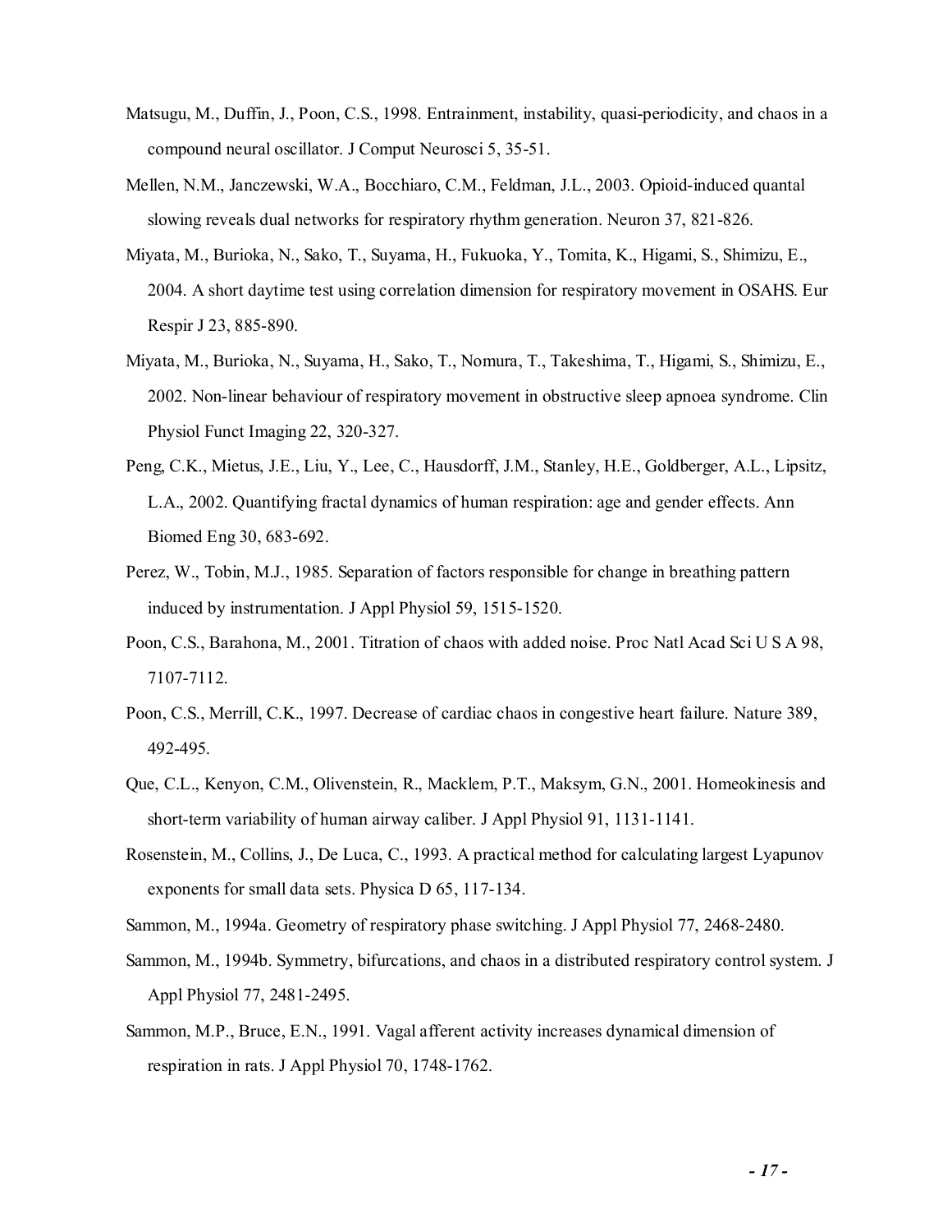Matsugu, M., Duffin, J., Poon, C.S., 1998. Entrainment, instability, quasi-periodicity, and chaos in a compound neural oscillator. J Comput Neurosci 5, 35-51.

Mellen, N.M., Janczewski, W.A., Bocchiaro, C.M., Feldman, J.L., 2003. Opioid-induced quantal slowing reveals dual networks for respiratory rhythm generation. Neuron 37, 821-826.

Miyata, M., Burioka, N., Sako, T., Suyama, H., Fukuoka, Y., Tomita, K., Higami, S., Shimizu, E., 2004. A short daytime test using correlation dimension for respiratory movement in OSAHS. Eur Respir J 23, 885-890.

Miyata, M., Burioka, N., Suyama, H., Sako, T., Nomura, T., Takeshima, T., Higami, S., Shimizu, E., 2002. Non-linear behaviour of respiratory movement in obstructive sleep apnoea syndrome. Clin Physiol Funct Imaging 22, 320-327.

Peng, C.K., Mietus, J.E., Liu, Y., Lee, C., Hausdorff, J.M., Stanley, H.E., Goldberger, A.L., Lipsitz, L.A., 2002. Quantifying fractal dynamics of human respiration: age and gender effects. Ann Biomed Eng 30, 683-692.

Perez, W., Tobin, M.J., 1985. Separation of factors responsible for change in breathing pattern induced by instrumentation. J Appl Physiol 59, 1515-1520.

Poon, C.S., Barahona, M., 2001. Titration of chaos with added noise. Proc Natl Acad Sci U S A 98, 7107-7112.

Poon, C.S., Merrill, C.K., 1997. Decrease of cardiac chaos in congestive heart failure. Nature 389, 492-495.

Que, C.L., Kenyon, C.M., Olivenstein, R., Macklem, P.T., Maksym, G.N., 2001. Homeokinesis and short-term variability of human airway caliber. J Appl Physiol 91, 1131-1141.

Rosenstein, M., Collins, J., De Luca, C., 1993. A practical method for calculating largest Lyapunov exponents for small data sets. Physica D 65, 117-134.

Sammon, M., 1994a. Geometry of respiratory phase switching. J Appl Physiol 77, 2468-2480.

Sammon, M., 1994b. Symmetry, bifurcations, and chaos in a distributed respiratory control system. J Appl Physiol 77, 2481-2495.

Sammon, M.P., Bruce, E.N., 1991. Vagal afferent activity increases dynamical dimension of respiration in rats. J Appl Physiol 70, 1748-1762.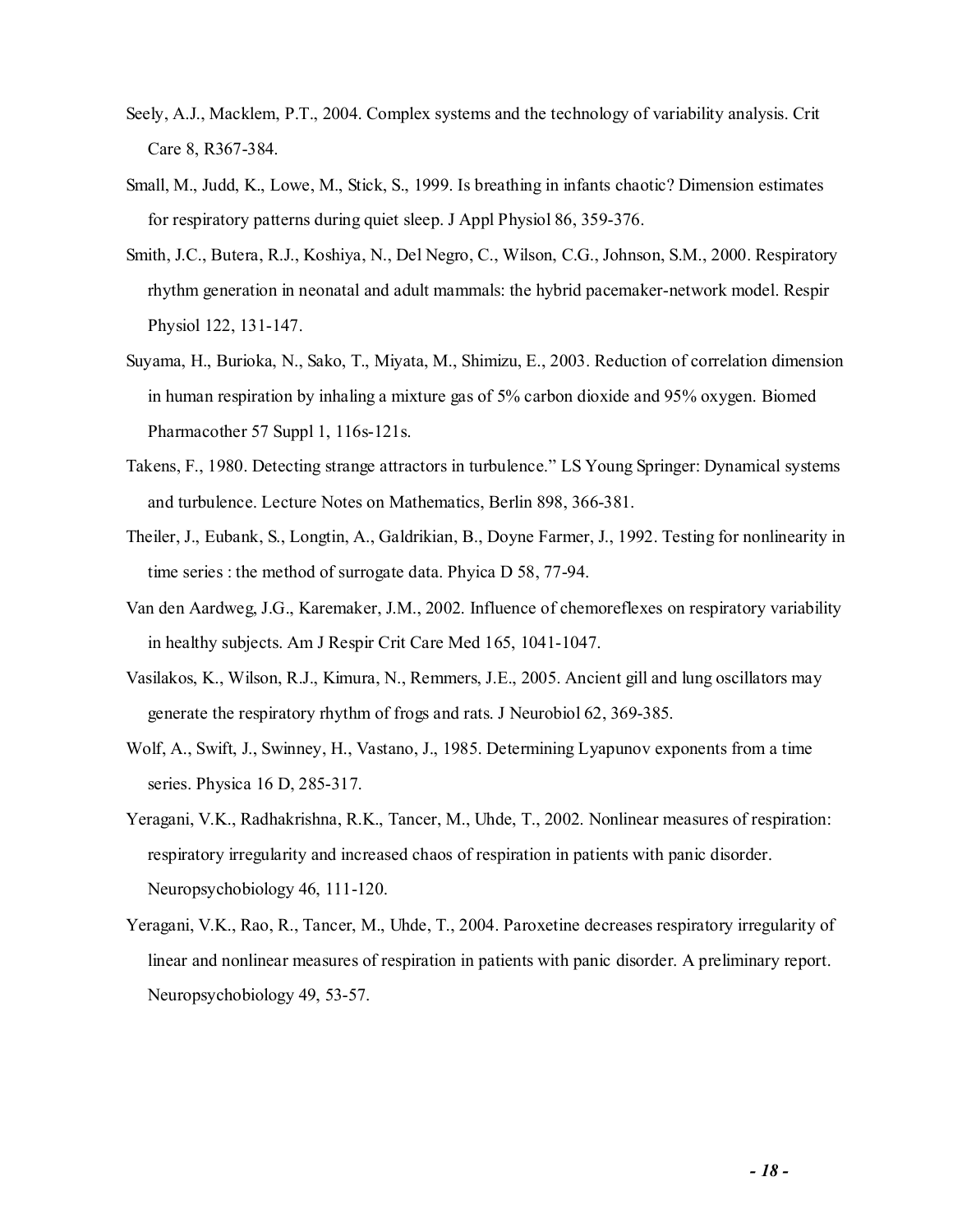Seely, A.J., Macklem, P.T., 2004. Complex systems and the technology of variability analysis. Crit Care 8, R367-384.

Small, M., Judd, K., Lowe, M., Stick, S., 1999. Is breathing in infants chaotic? Dimension estimates for respiratory patterns during quiet sleep. J Appl Physiol 86, 359-376.

Smith, J.C., Butera, R.J., Koshiya, N., Del Negro, C., Wilson, C.G., Johnson, S.M., 2000. Respiratory rhythm generation in neonatal and adult mammals: the hybrid pacemaker-network model. Respir Physiol 122, 131-147.

Suyama, H., Burioka, N., Sako, T., Miyata, M., Shimizu, E., 2003. Reduction of correlation dimension in human respiration by inhaling a mixture gas of 5% carbon dioxide and 95% oxygen. Biomed Pharmacother 57 Suppl 1, 116s-121s.

Takens, F., 1980. Detecting strange attractors in turbulence." LS Young Springer: Dynamical systems and turbulence. Lecture Notes on Mathematics, Berlin 898, 366-381.

Theiler, J., Eubank, S., Longtin, A., Galdrikian, B., Doyne Farmer, J., 1992. Testing for nonlinearity in time series : the method of surrogate data. Phyica D 58, 77-94.

Van den Aardweg, J.G., Karemaker, J.M., 2002. Influence of chemoreflexes on respiratory variability in healthy subjects. Am J Respir Crit Care Med 165, 1041-1047.

Vasilakos, K., Wilson, R.J., Kimura, N., Remmers, J.E., 2005. Ancient gill and lung oscillators may generate the respiratory rhythm of frogs and rats. J Neurobiol 62, 369-385.

Wolf, A., Swift, J., Swinney, H., Vastano, J., 1985. Determining Lyapunov exponents from a time series. Physica 16 D, 285-317.

Yeragani, V.K., Radhakrishna, R.K., Tancer, M., Uhde, T., 2002. Nonlinear measures of respiration: respiratory irregularity and increased chaos of respiration in patients with panic disorder. Neuropsychobiology 46, 111-120.

Yeragani, V.K., Rao, R., Tancer, M., Uhde, T., 2004. Paroxetine decreases respiratory irregularity of linear and nonlinear measures of respiration in patients with panic disorder. A preliminary report. Neuropsychobiology 49, 53-57.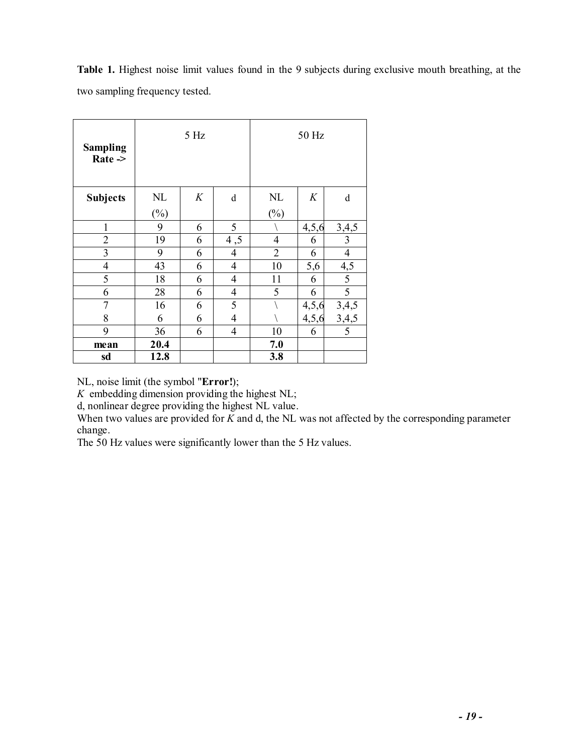**Table 1.** Highest noise limit values found in the 9 subjects during exclusive mouth breathing, at the two sampling frequency tested.

| **Sampling Rate ->** | 5 Hz | | | 50 Hz | | |
|---|---|---|---|---|---|---|
| **Subjects** | NL (%) | *K* | d | NL (%) | *K* | d |
| 1 | 9 | 6 | 5 | \ | 4,5,6 | 3,4,5 |
| 2 | 19 | 6 | 4 ,5 | 4 | 6 | 3 |
| 3 | 9 | 6 | 4 | 2 | 6 | 4 |
| 4 | 43 | 6 | 4 | 10 | 5,6 | 4,5 |
| 5 | 18 | 6 | 4 | 11 | 6 | 5 |
| 6 | 28 | 6 | 4 | 5 | 6 | 5 |
| 7 | 16 | 6 | 5 | \ | 4,5,6 | 3,4,5 |
| 8 | 6 | 6 | 4 | \ | 4,5,6 | 3,4,5 |
| 9 | 36 | 6 | 4 | 10 | 6 | 5 |
| **mean** | **20.4** | | | **7.0** | | |
| **sd** | **12.8** | | | **3.8** | | |

NL, noise limit (the symbol "**Error!**);
*K* embedding dimension providing the highest NL;
d, nonlinear degree providing the highest NL value.
When two values are provided for *K* and d, the NL was not affected by the corresponding parameter change.
The 50 Hz values were significantly lower than the 5 Hz values.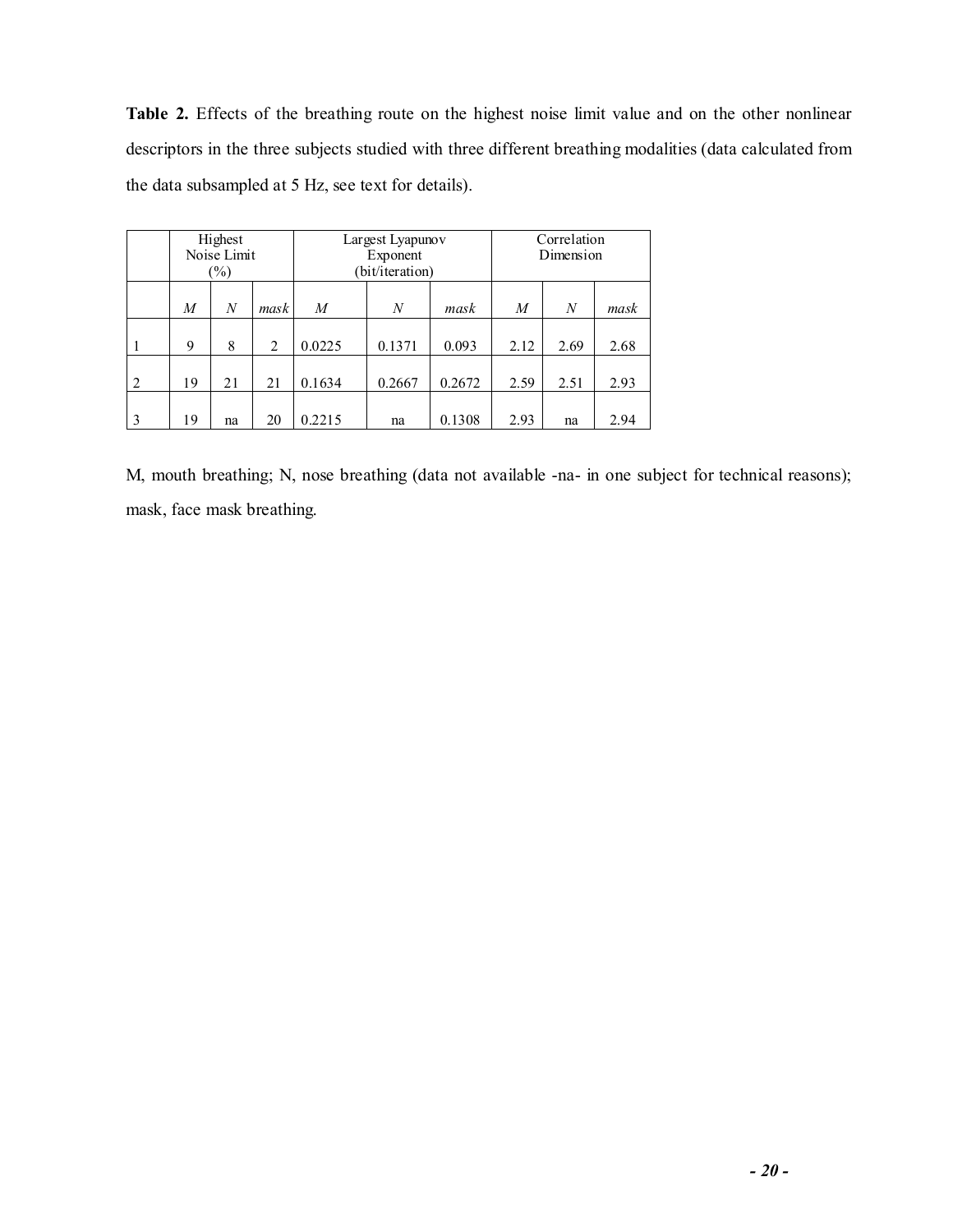**Table 2.** Effects of the breathing route on the highest noise limit value and on the other nonlinear descriptors in the three subjects studied with three different breathing modalities (data calculated from the data subsampled at 5 Hz, see text for details).

| | Highest Noise Limit (%) | | | Largest Lyapunov Exponent (bit/iteration) | | | Correlation Dimension | | |
|---|---|---|---|---|---|---|---|---|---|
| | *M* | *N* | *mask* | *M* | *N* | *mask* | *M* | *N* | *mask* |
| 1 | 9 | 8 | 2 | 0.0225 | 0.1371 | 0.093 | 2.12 | 2.69 | 2.68 |
| 2 | 19 | 21 | 21 | 0.1634 | 0.2667 | 0.2672 | 2.59 | 2.51 | 2.93 |
| 3 | 19 | na | 20 | 0.2215 | na | 0.1308 | 2.93 | na | 2.94 |

M, mouth breathing; N, nose breathing (data not available -na- in one subject for technical reasons); mask, face mask breathing.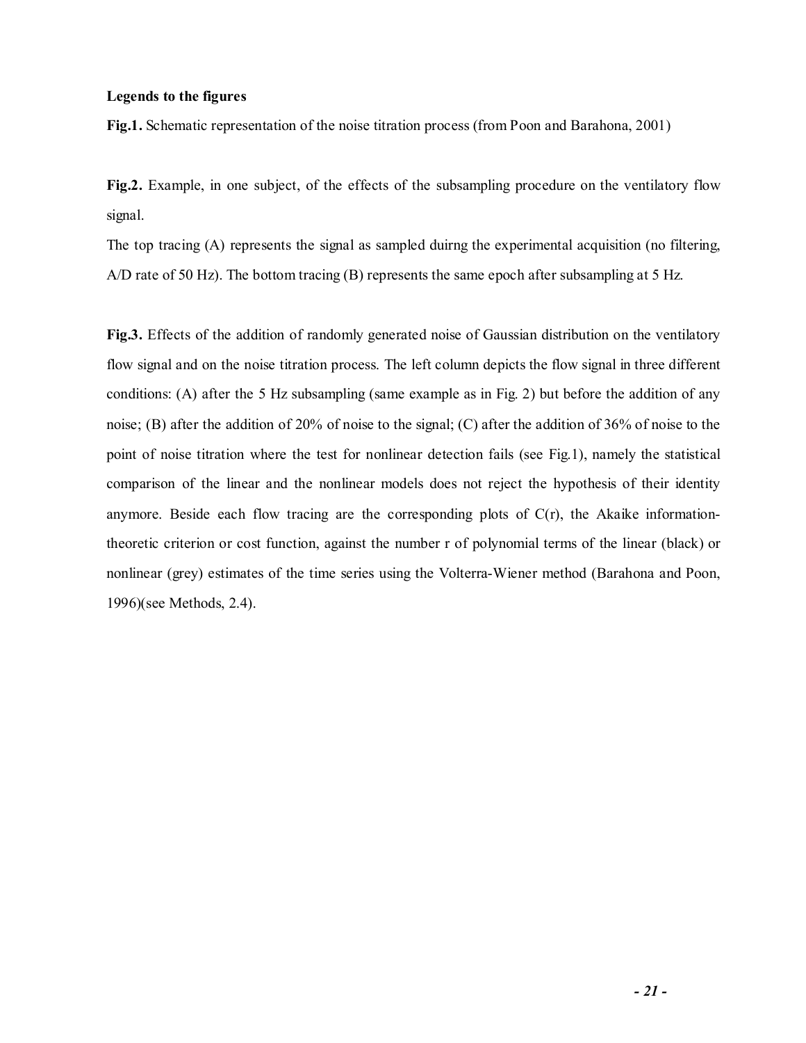**Legends to the figures**

**Fig.1.** Schematic representation of the noise titration process (from Poon and Barahona, 2001)

**Fig.2.** Example, in one subject, of the effects of the subsampling procedure on the ventilatory flow signal.

The top tracing (A) represents the signal as sampled duirng the experimental acquisition (no filtering, A/D rate of 50 Hz). The bottom tracing (B) represents the same epoch after subsampling at 5 Hz.

**Fig.3.** Effects of the addition of randomly generated noise of Gaussian distribution on the ventilatory flow signal and on the noise titration process. The left column depicts the flow signal in three different conditions: (A) after the 5 Hz subsampling (same example as in Fig. 2) but before the addition of any noise; (B) after the addition of 20% of noise to the signal; (C) after the addition of 36% of noise to the point of noise titration where the test for nonlinear detection fails (see Fig.1), namely the statistical comparison of the linear and the nonlinear models does not reject the hypothesis of their identity anymore. Beside each flow tracing are the corresponding plots of C(r), the Akaike information-theoretic criterion or cost function, against the number r of polynomial terms of the linear (black) or nonlinear (grey) estimates of the time series using the Volterra-Wiener method (Barahona and Poon, 1996)(see Methods, 2.4).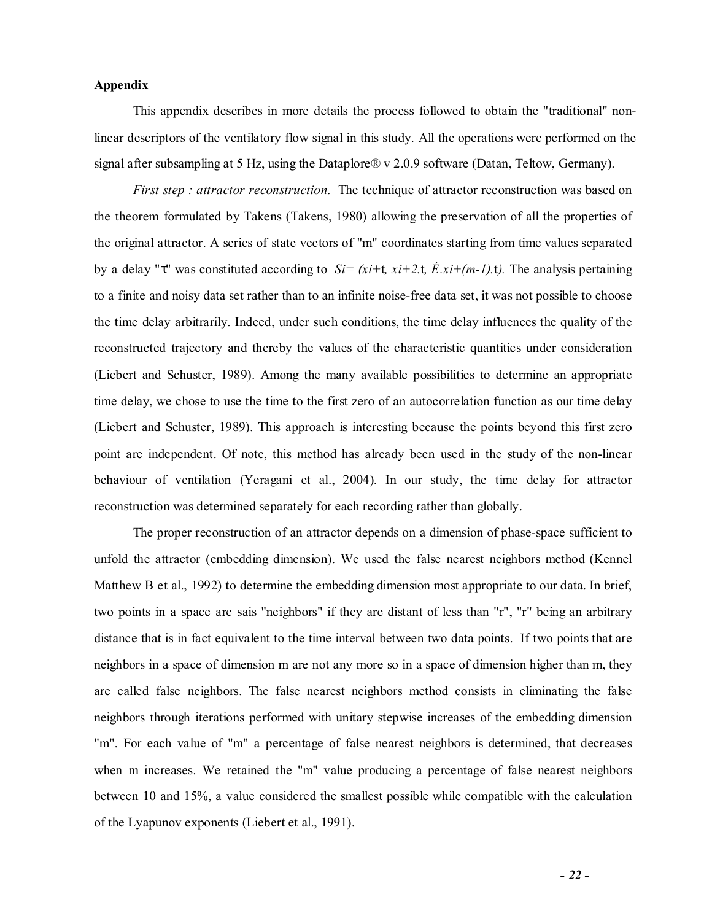**Appendix**

This appendix describes in more details the process followed to obtain the "traditional" non-linear descriptors of the ventilatory flow signal in this study. All the operations were performed on the signal after subsampling at 5 Hz, using the Dataplore® v 2.0.9 software (Datan, Teltow, Germany).

*First step : attractor reconstruction.* The technique of attractor reconstruction was based on the theorem formulated by Takens (Takens, 1980) allowing the preservation of all the properties of the original attractor. A series of state vectors of "m" coordinates starting from time values separated by a delay "τ" was constituted according to *Si= (xi+*t*, xi+2.*t*, É.xi+(m-1).*t*).* The analysis pertaining to a finite and noisy data set rather than to an infinite noise-free data set, it was not possible to choose the time delay arbitrarily. Indeed, under such conditions, the time delay influences the quality of the reconstructed trajectory and thereby the values of the characteristic quantities under consideration (Liebert and Schuster, 1989). Among the many available possibilities to determine an appropriate time delay, we chose to use the time to the first zero of an autocorrelation function as our time delay (Liebert and Schuster, 1989). This approach is interesting because the points beyond this first zero point are independent. Of note, this method has already been used in the study of the non-linear behaviour of ventilation (Yeragani et al., 2004). In our study, the time delay for attractor reconstruction was determined separately for each recording rather than globally.

The proper reconstruction of an attractor depends on a dimension of phase-space sufficient to unfold the attractor (embedding dimension). We used the false nearest neighbors method (Kennel Matthew B et al., 1992) to determine the embedding dimension most appropriate to our data. In brief, two points in a space are sais "neighbors" if they are distant of less than "r", "r" being an arbitrary distance that is in fact equivalent to the time interval between two data points. If two points that are neighbors in a space of dimension m are not any more so in a space of dimension higher than m, they are called false neighbors. The false nearest neighbors method consists in eliminating the false neighbors through iterations performed with unitary stepwise increases of the embedding dimension "m". For each value of "m" a percentage of false nearest neighbors is determined, that decreases when m increases. We retained the "m" value producing a percentage of false nearest neighbors between 10 and 15%, a value considered the smallest possible while compatible with the calculation of the Lyapunov exponents (Liebert et al., 1991).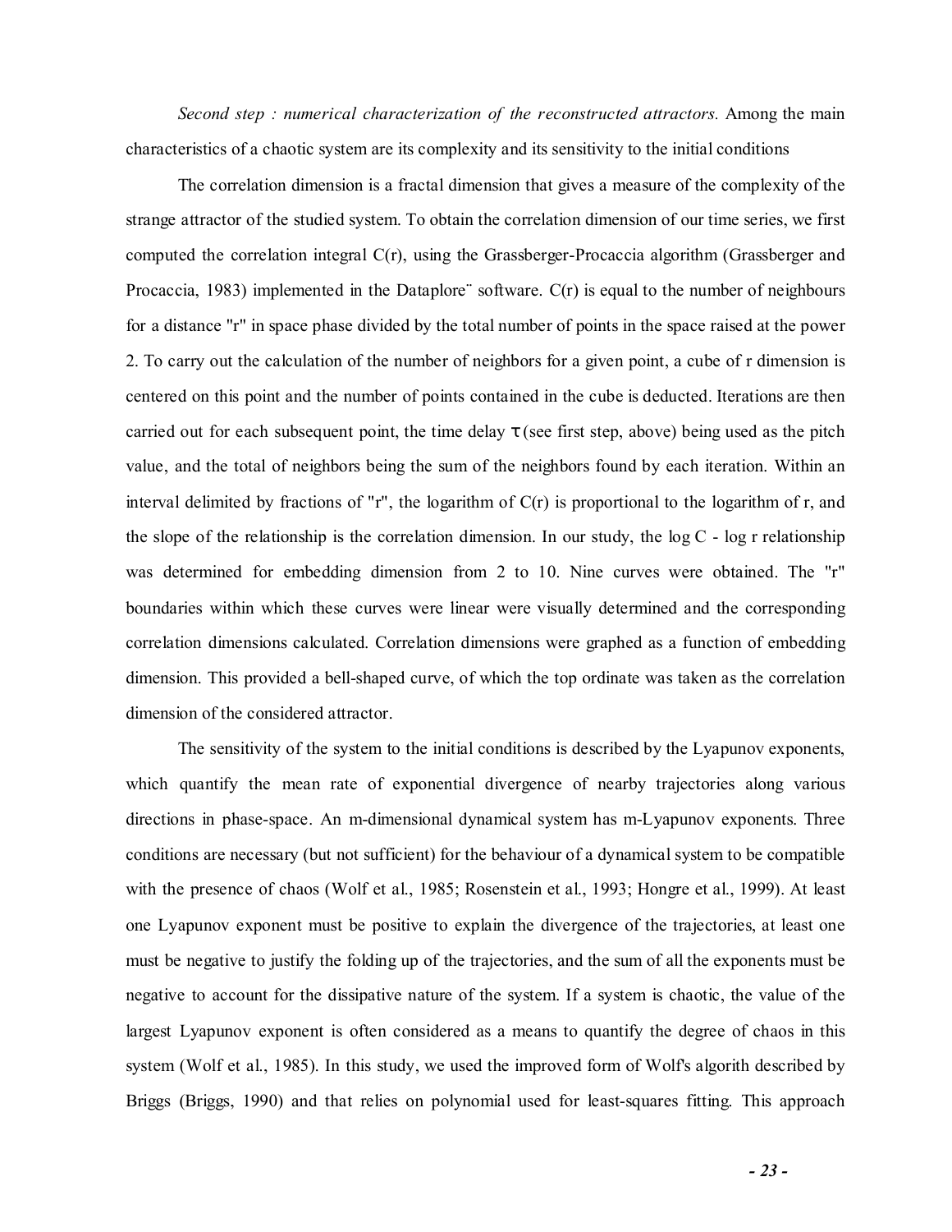*Second step : numerical characterization of the reconstructed attractors.* Among the main characteristics of a chaotic system are its complexity and its sensitivity to the initial conditions

The correlation dimension is a fractal dimension that gives a measure of the complexity of the strange attractor of the studied system. To obtain the correlation dimension of our time series, we first computed the correlation integral C(r), using the Grassberger-Procaccia algorithm (Grassberger and Procaccia, 1983) implemented in the Dataplore¨ software. C(r) is equal to the number of neighbours for a distance "r" in space phase divided by the total number of points in the space raised at the power 2. To carry out the calculation of the number of neighbors for a given point, a cube of r dimension is centered on this point and the number of points contained in the cube is deducted. Iterations are then carried out for each subsequent point, the time delay $\tau$ (see first step, above) being used as the pitch value, and the total of neighbors being the sum of the neighbors found by each iteration. Within an interval delimited by fractions of "r", the logarithm of C(r) is proportional to the logarithm of r, and the slope of the relationship is the correlation dimension. In our study, the log C - log r relationship was determined for embedding dimension from 2 to 10. Nine curves were obtained. The "r" boundaries within which these curves were linear were visually determined and the corresponding correlation dimensions calculated. Correlation dimensions were graphed as a function of embedding dimension. This provided a bell-shaped curve, of which the top ordinate was taken as the correlation dimension of the considered attractor.

The sensitivity of the system to the initial conditions is described by the Lyapunov exponents, which quantify the mean rate of exponential divergence of nearby trajectories along various directions in phase-space. An m-dimensional dynamical system has m-Lyapunov exponents. Three conditions are necessary (but not sufficient) for the behaviour of a dynamical system to be compatible with the presence of chaos (Wolf et al., 1985; Rosenstein et al., 1993; Hongre et al., 1999). At least one Lyapunov exponent must be positive to explain the divergence of the trajectories, at least one must be negative to justify the folding up of the trajectories, and the sum of all the exponents must be negative to account for the dissipative nature of the system. If a system is chaotic, the value of the largest Lyapunov exponent is often considered as a means to quantify the degree of chaos in this system (Wolf et al., 1985). In this study, we used the improved form of Wolf's algorith described by Briggs (Briggs, 1990) and that relies on polynomial used for least-squares fitting. This approach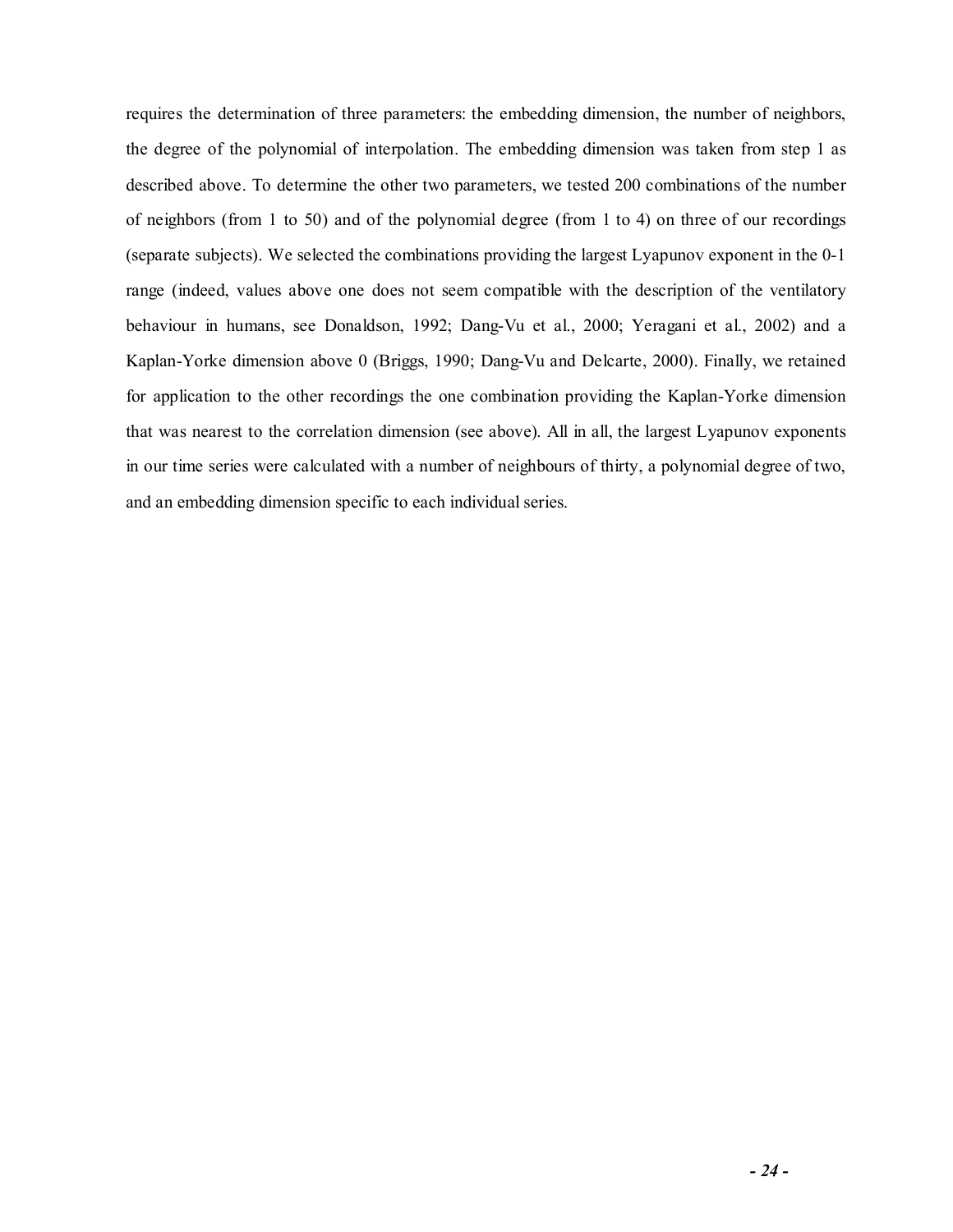requires the determination of three parameters: the embedding dimension, the number of neighbors, the degree of the polynomial of interpolation. The embedding dimension was taken from step 1 as described above. To determine the other two parameters, we tested 200 combinations of the number of neighbors (from 1 to 50) and of the polynomial degree (from 1 to 4) on three of our recordings (separate subjects). We selected the combinations providing the largest Lyapunov exponent in the 0-1 range (indeed, values above one does not seem compatible with the description of the ventilatory behaviour in humans, see Donaldson, 1992; Dang-Vu et al., 2000; Yeragani et al., 2002) and a Kaplan-Yorke dimension above 0 (Briggs, 1990; Dang-Vu and Delcarte, 2000). Finally, we retained for application to the other recordings the one combination providing the Kaplan-Yorke dimension that was nearest to the correlation dimension (see above). All in all, the largest Lyapunov exponents in our time series were calculated with a number of neighbours of thirty, a polynomial degree of two, and an embedding dimension specific to each individual series.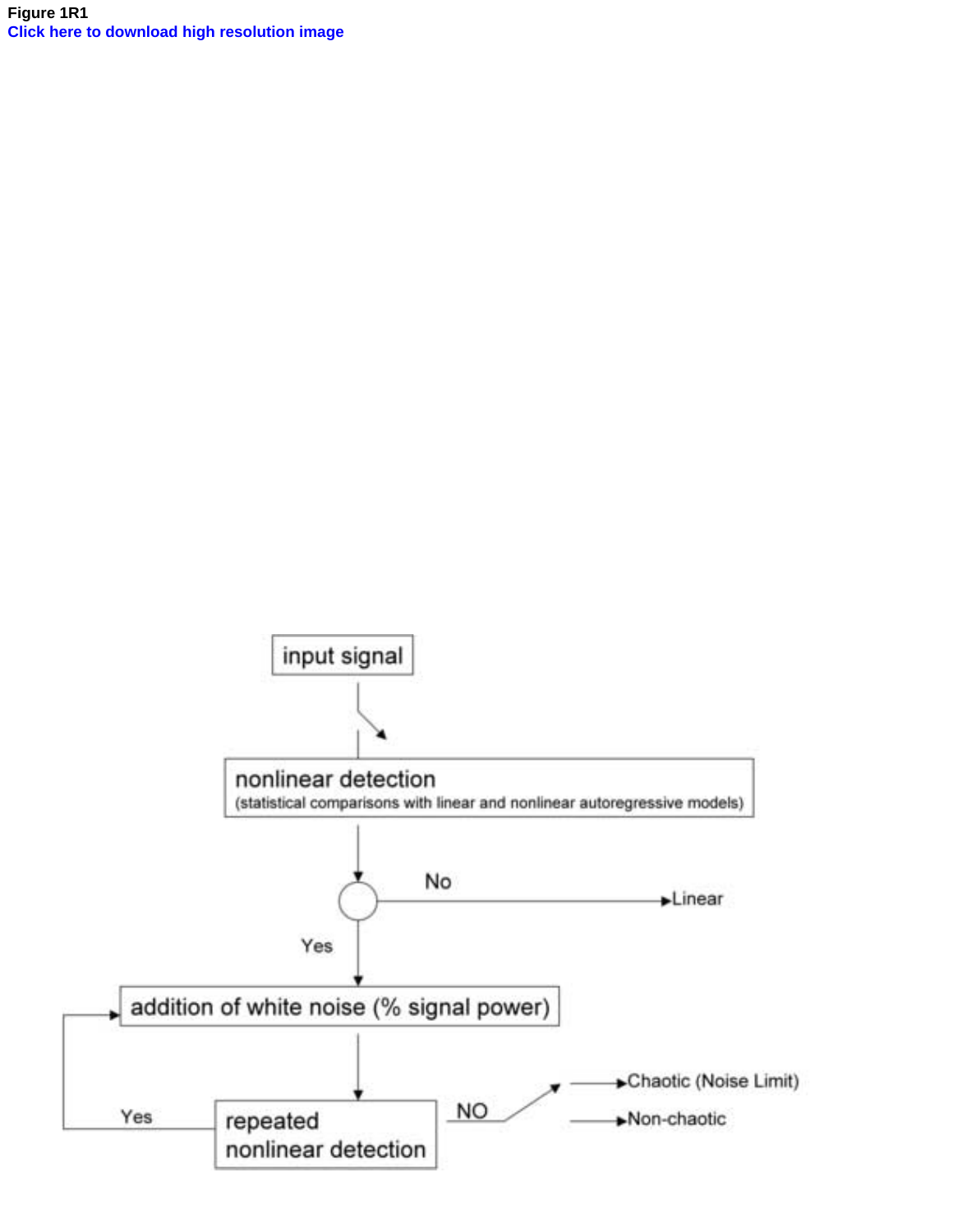**Figure 1R1**

**Click here to download high resolution image**

input signal

nonlinear detection
(statistical comparisons with linear and nonlinear autoregressive models)

No → Linear

Yes

addition of white noise (% signal power)

repeated nonlinear detection

Yes

NO

→ Chaotic (Noise Limit)

→ Non-chaotic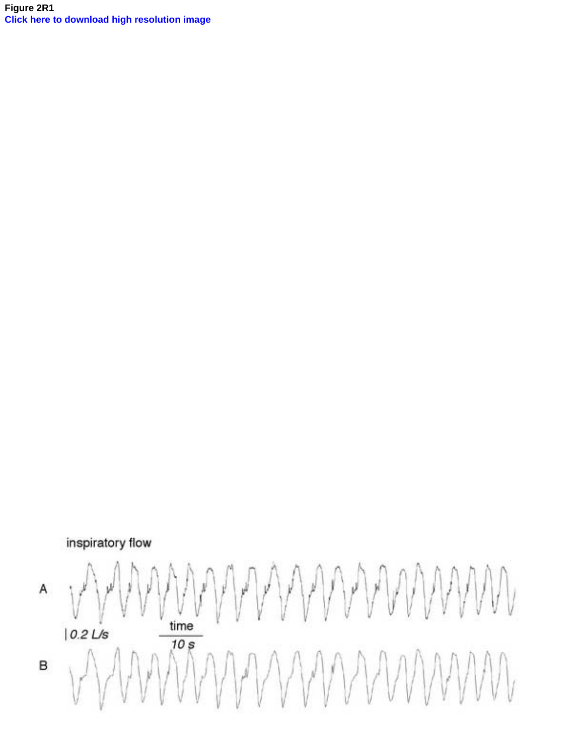Figure 2R1
Click here to download high resolution image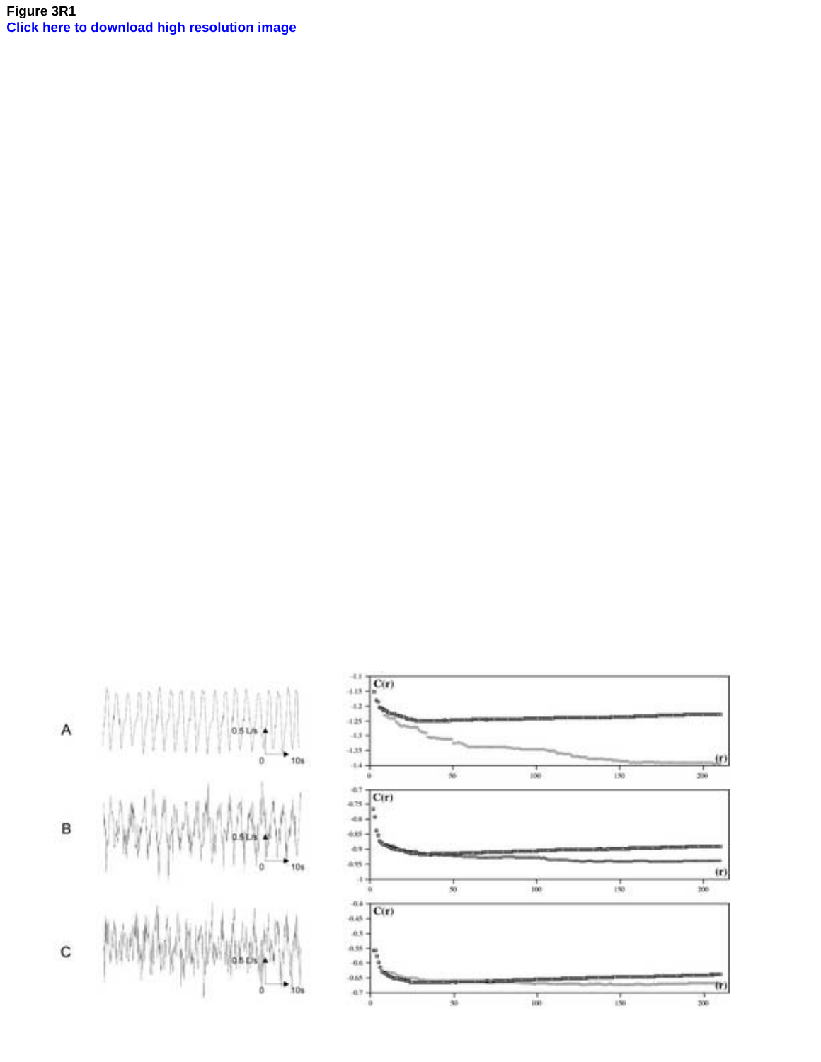**Figure 3R1**

**Click here to download high resolution image**

A

0.5 L/s

0

10s

C(r)

(r)

-1.1

-1.15

-1.2

-1.25

-1.3

-1.35

-1.4

0

50

100

150

200

B

0.5 L/s

0

10s

C(r)

(r)

-0.7

-0.75

-0.8

-0.85

-0.9

-0.95

-1

0

50

100

150

200

C

0.5 L/s

0

10s

C(r)

(r)

-0.4

-0.45

-0.5

-0.55

-0.6

-0.65

-0.7

0

50

100

150

200